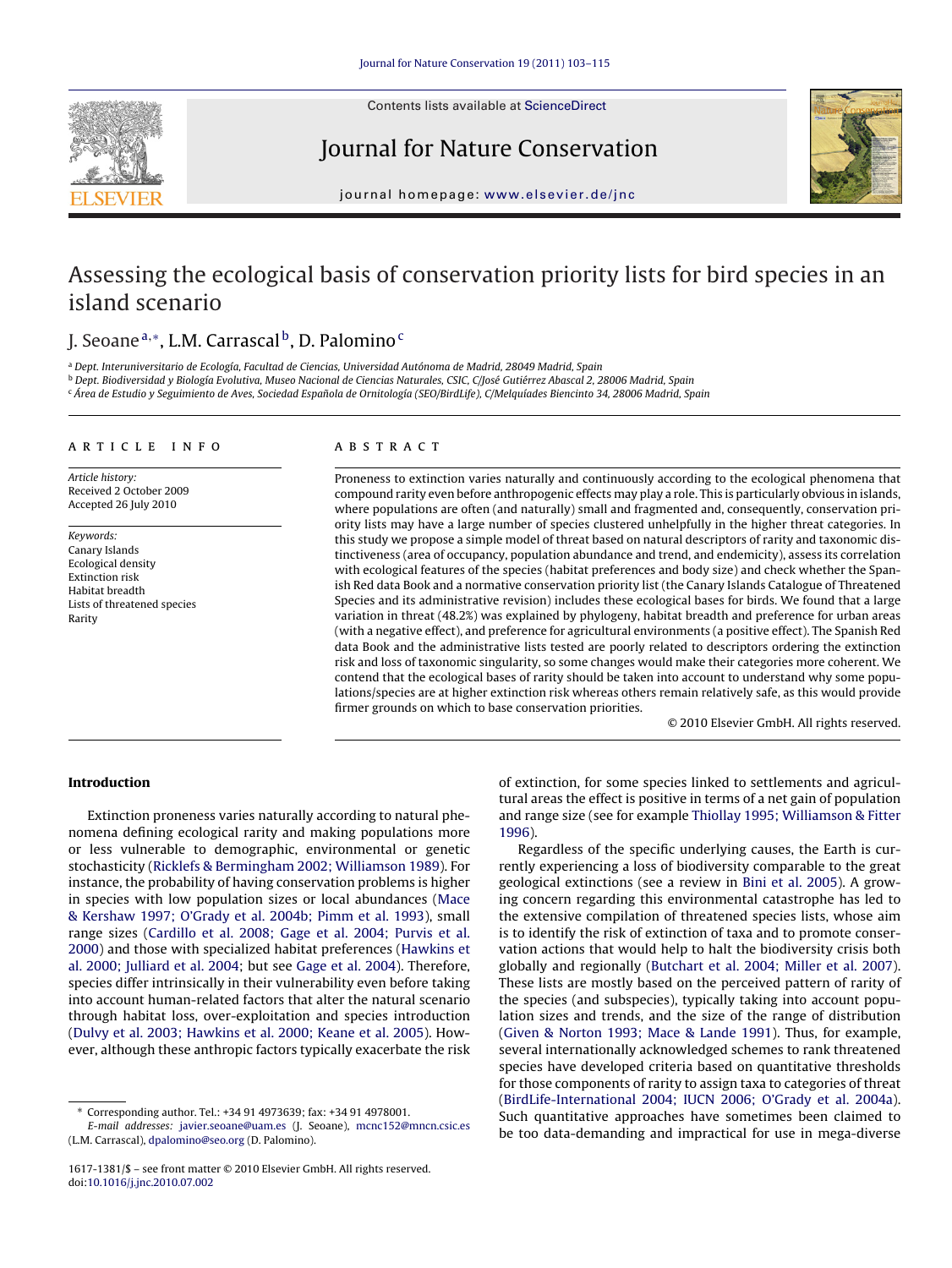# Assessing the ecological basis of conservation priority lists for bird species in an island scenario

J. Seoane[a,*], L.M. Carrascal[b], D. Palomino[c]

[a] Dept. Interuniversitario de Ecología, Facultad de Ciencias, Universidad Autónoma de Madrid, 28049 Madrid, Spain
[b] Dept. Biodiversidad y Biología Evolutiva, Museo Nacional de Ciencias Naturales, CSIC, C/José Gutiérrez Abascal 2, 28006 Madrid, Spain
[c] Área de Estudio y Seguimiento de Aves, Sociedad Española de Ornitología (SEO/BirdLife), C/Melquíades Biencinto 34, 28006 Madrid, Spain

**ARTICLE INFO**

*Article history:*
Received 2 October 2009
Accepted 26 July 2010

*Keywords:*
Canary Islands
Ecological density
Extinction risk
Habitat breadth
Lists of threatened species
Rarity

**ABSTRACT**

Proneness to extinction varies naturally and continuously according to the ecological phenomena that compound rarity even before anthropogenic effects may play a role. This is particularly obvious in islands, where populations are often (and naturally) small and fragmented and, consequently, conservation priority lists may have a large number of species clustered unhelpfully in the higher threat categories. In this study we propose a simple model of threat based on natural descriptors of rarity and taxonomic distinctiveness (area of occupancy, population abundance and trend, and endemicity), assess its correlation with ecological features of the species (habitat preferences and body size) and check whether the Spanish Red data Book and a normative conservation priority list (the Canary Islands Catalogue of Threatened Species and its administrative revision) includes these ecological bases for birds. We found that a large variation in threat (48.2%) was explained by phylogeny, habitat breadth and preference for urban areas (with a negative effect), and preference for agricultural environments (a positive effect). The Spanish Red data Book and the administrative lists tested are poorly related to descriptors ordering the extinction risk and loss of taxonomic singularity, so some changes would make their categories more coherent. We contend that the ecological bases of rarity should be taken into account to understand why some populations/species are at higher extinction risk whereas others remain relatively safe, as this would provide firmer grounds on which to base conservation priorities.

© 2010 Elsevier GmbH. All rights reserved.

## Introduction

Extinction proneness varies naturally according to natural phenomena defining ecological rarity and making populations more or less vulnerable to demographic, environmental or genetic stochasticity (Ricklefs & Bermingham 2002; Williamson 1989). For instance, the probability of having conservation problems is higher in species with low population sizes or local abundances (Mace & Kershaw 1997; O'Grady et al. 2004b; Pimm et al. 1993), small range sizes (Cardillo et al. 2008; Gage et al. 2004; Purvis et al. 2000) and those with specialized habitat preferences (Hawkins et al. 2000; Julliard et al. 2004; but see Gage et al. 2004). Therefore, species differ intrinsically in their vulnerability even before taking into account human-related factors that alter the natural scenario through habitat loss, over-exploitation and species introduction (Dulvy et al. 2003; Hawkins et al. 2000; Keane et al. 2005). However, although these anthropic factors typically exacerbate the risk of extinction, for some species linked to settlements and agricultural areas the effect is positive in terms of a net gain of population and range size (see for example Thiollay 1995; Williamson & Fitter 1996).

Regardless of the specific underlying causes, the Earth is currently experiencing a loss of biodiversity comparable to the great geological extinctions (see a review in Bini et al. 2005). A growing concern regarding this environmental catastrophe has led to the extensive compilation of threatened species lists, whose aim is to identify the risk of extinction of taxa and to promote conservation actions that would help to halt the biodiversity crisis both globally and regionally (Butchart et al. 2004; Miller et al. 2007). These lists are mostly based on the perceived pattern of rarity of the species (and subspecies), typically taking into account population sizes and trends, and the size of the range of distribution (Given & Norton 1993; Mace & Lande 1991). Thus, for example, several internationally acknowledged schemes to rank threatened species have developed criteria based on quantitative thresholds for those components of rarity to assign taxa to categories of threat (BirdLife-International 2004; IUCN 2006; O'Grady et al. 2004a). Such quantitative approaches have sometimes been claimed to be too data-demanding and impractical for use in mega-diverse

---

* Corresponding author. Tel.: +34 91 4973639; fax: +34 91 4978001.
E-mail addresses: javier.seoane@uam.es (J. Seoane), mcnc152@mncn.csic.es (L.M. Carrascal), dpalomino@seo.org (D. Palomino).

1617-1381/$ – see front matter © 2010 Elsevier GmbH. All rights reserved.
doi:10.1016/j.jnc.2010.07.002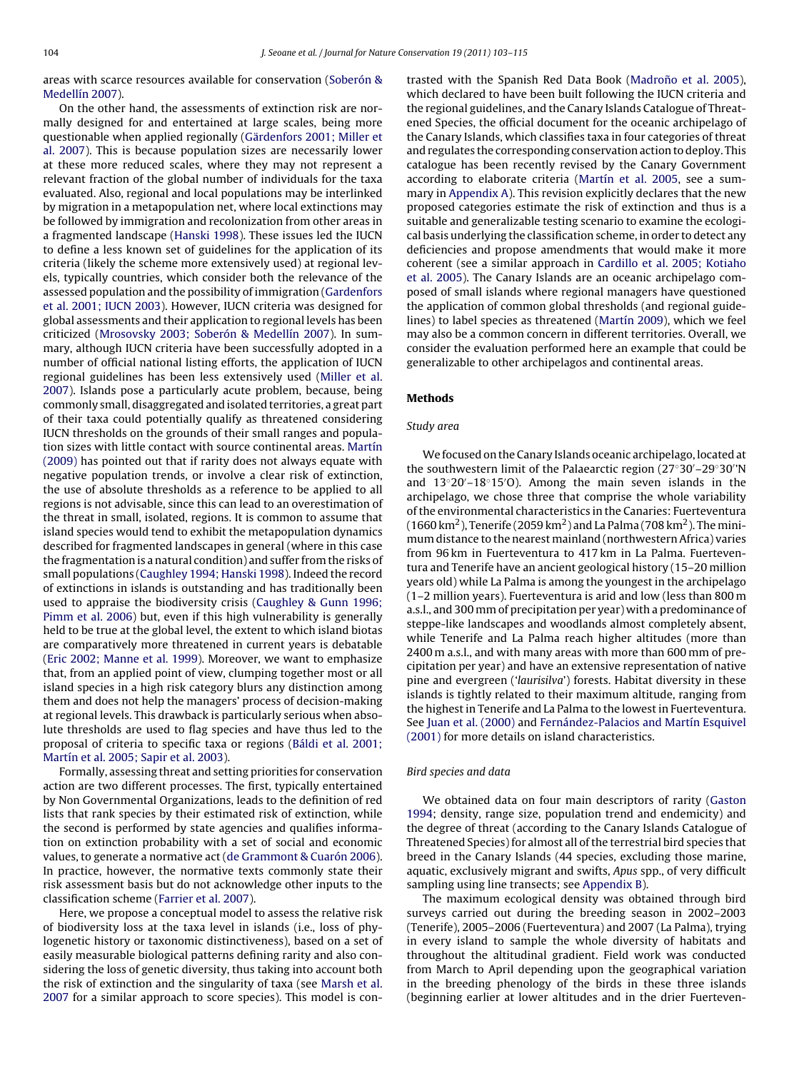areas with scarce resources available for conservation (Soberón & Medellín 2007).

On the other hand, the assessments of extinction risk are normally designed for and entertained at large scales, being more questionable when applied regionally (Gärdenfors 2001; Miller et al. 2007). This is because population sizes are necessarily lower at these more reduced scales, where they may not represent a relevant fraction of the global number of individuals for the taxa evaluated. Also, regional and local populations may be interlinked by migration in a metapopulation net, where local extinctions may be followed by immigration and recolonization from other areas in a fragmented landscape (Hanski 1998). These issues led the IUCN to define a less known set of guidelines for the application of its criteria (likely the scheme more extensively used) at regional levels, typically countries, which consider both the relevance of the assessed population and the possibility of immigration (Gardenfors et al. 2001; IUCN 2003). However, IUCN criteria was designed for global assessments and their application to regional levels has been criticized (Mrosovsky 2003; Soberón & Medellín 2007). In summary, although IUCN criteria have been successfully adopted in a number of official national listing efforts, the application of IUCN regional guidelines has been less extensively used (Miller et al. 2007). Islands pose a particularly acute problem, because, being commonly small, disaggregated and isolated territories, a great part of their taxa could potentially qualify as threatened considering IUCN thresholds on the grounds of their small ranges and population sizes with little contact with source continental areas. Martín (2009) has pointed out that if rarity does not always equate with negative population trends, or involve a clear risk of extinction, the use of absolute thresholds as a reference to be applied to all regions is not advisable, since this can lead to an overestimation of the threat in small, isolated, regions. It is common to assume that island species would tend to exhibit the metapopulation dynamics described for fragmented landscapes in general (where in this case the fragmentation is a natural condition) and suffer from the risks of small populations (Caughley 1994; Hanski 1998). Indeed the record of extinctions in islands is outstanding and has traditionally been used to appraise the biodiversity crisis (Caughley & Gunn 1996; Pimm et al. 2006) but, even if this high vulnerability is generally held to be true at the global level, the extent to which island biotas are comparatively more threatened in current years is debatable (Eric 2002; Manne et al. 1999). Moreover, we want to emphasize that, from an applied point of view, clumping together most or all island species in a high risk category blurs any distinction among them and does not help the managers' process of decision-making at regional levels. This drawback is particularly serious when absolute thresholds are used to flag species and have thus led to the proposal of criteria to specific taxa or regions (Báldi et al. 2001; Martín et al. 2005; Sapir et al. 2003).

Formally, assessing threat and setting priorities for conservation action are two different processes. The first, typically entertained by Non Governmental Organizations, leads to the definition of red lists that rank species by their estimated risk of extinction, while the second is performed by state agencies and qualifies information on extinction probability with a set of social and economic values, to generate a normative act (de Grammont & Cuarón 2006). In practice, however, the normative texts commonly state their risk assessment basis but do not acknowledge other inputs to the classification scheme (Farrier et al. 2007).

Here, we propose a conceptual model to assess the relative risk of biodiversity loss at the taxa level in islands (i.e., loss of phylogenetic history or taxonomic distinctiveness), based on a set of easily measurable biological patterns defining rarity and also considering the loss of genetic diversity, thus taking into account both the risk of extinction and the singularity of taxa (see Marsh et al. 2007 for a similar approach to score species). This model is contrasted with the Spanish Red Data Book (Madroño et al. 2005), which declared to have been built following the IUCN criteria and the regional guidelines, and the Canary Islands Catalogue of Threatened Species, the official document for the oceanic archipelago of the Canary Islands, which classifies taxa in four categories of threat and regulates the corresponding conservation action to deploy. This catalogue has been recently revised by the Canary Government according to elaborate criteria (Martín et al. 2005, see a summary in Appendix A). This revision explicitly declares that the new proposed categories estimate the risk of extinction and thus is a suitable and generalizable testing scenario to examine the ecological basis underlying the classification scheme, in order to detect any deficiencies and propose amendments that would make it more coherent (see a similar approach in Cardillo et al. 2005; Kotiaho et al. 2005). The Canary Islands are an oceanic archipelago composed of small islands where regional managers have questioned the application of common global thresholds (and regional guidelines) to label species as threatened (Martín 2009), which we feel may also be a common concern in different territories. Overall, we consider the evaluation performed here an example that could be generalizable to other archipelagos and continental areas.

## Methods

### Study area

We focused on the Canary Islands oceanic archipelago, located at the southwestern limit of the Palaearctic region (27°30′–29°30″N and 13°20′–18°15′O). Among the main seven islands in the archipelago, we chose three that comprise the whole variability of the environmental characteristics in the Canaries: Fuerteventura (1660 km$^2$), Tenerife (2059 km$^2$) and La Palma (708 km$^2$). The minimum distance to the nearest mainland (northwestern Africa) varies from 96 km in Fuerteventura to 417 km in La Palma. Fuerteventura and Tenerife have an ancient geological history (15–20 million years old) while La Palma is among the youngest in the archipelago (1–2 million years). Fuerteventura is arid and low (less than 800 m a.s.l., and 300 mm of precipitation per year) with a predominance of steppe-like landscapes and woodlands almost completely absent, while Tenerife and La Palma reach higher altitudes (more than 2400 m a.s.l., and with many areas with more than 600 mm of precipitation per year) and have an extensive representation of native pine and evergreen ('*laurisilva*') forests. Habitat diversity in these islands is tightly related to their maximum altitude, ranging from the highest in Tenerife and La Palma to the lowest in Fuerteventura. See Juan et al. (2000) and Fernández-Palacios and Martín Esquivel (2001) for more details on island characteristics.

### Bird species and data

We obtained data on four main descriptors of rarity (Gaston 1994; density, range size, population trend and endemicity) and the degree of threat (according to the Canary Islands Catalogue of Threatened Species) for almost all of the terrestrial bird species that breed in the Canary Islands (44 species, excluding those marine, aquatic, exclusively migrant and swifts, *Apus* spp., of very difficult sampling using line transects; see Appendix B).

The maximum ecological density was obtained through bird surveys carried out during the breeding season in 2002–2003 (Tenerife), 2005–2006 (Fuerteventura) and 2007 (La Palma), trying in every island to sample the whole diversity of habitats and throughout the altitudinal gradient. Field work was conducted from March to April depending upon the geographical variation in the breeding phenology of the birds in these three islands (beginning earlier at lower altitudes and in the drier Fuerteven-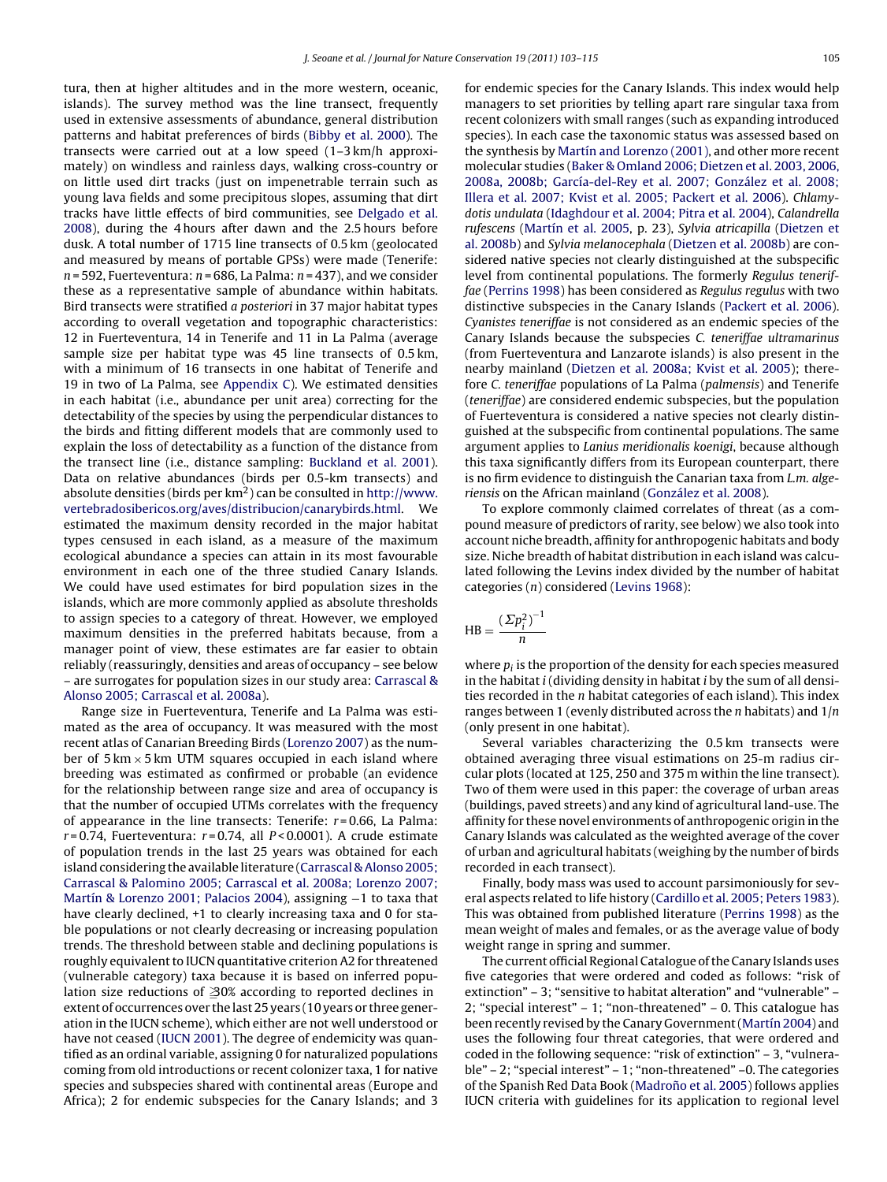tura, then at higher altitudes and in the more western, oceanic, islands). The survey method was the line transect, frequently used in extensive assessments of abundance, general distribution patterns and habitat preferences of birds (Bibby et al. 2000). The transects were carried out at a low speed (1–3 km/h approximately) on windless and rainless days, walking cross-country or on little used dirt tracks (just on impenetrable terrain such as young lava fields and some precipitous slopes, assuming that dirt tracks have little effects of bird communities, see Delgado et al. 2008), during the 4 hours after dawn and the 2.5 hours before dusk. A total number of 1715 line transects of 0.5 km (geolocated and measured by means of portable GPSs) were made (Tenerife: $n = 592$, Fuerteventura: $n = 686$, La Palma: $n = 437$), and we consider these as a representative sample of abundance within habitats. Bird transects were stratified *a posteriori* in 37 major habitat types according to overall vegetation and topographic characteristics: 12 in Fuerteventura, 14 in Tenerife and 11 in La Palma (average sample size per habitat type was 45 line transects of 0.5 km, with a minimum of 16 transects in one habitat of Tenerife and 19 in two of La Palma, see Appendix C). We estimated densities in each habitat (i.e., abundance per unit area) correcting for the detectability of the species by using the perpendicular distances to the birds and fitting different models that are commonly used to explain the loss of detectability as a function of the distance from the transect line (i.e., distance sampling: Buckland et al. 2001). Data on relative abundances (birds per 0.5-km transects) and absolute densities (birds per km$^2$) can be consulted in http://www.vertebradosibericos.org/aves/distribucion/canarybirds.html. We estimated the maximum density recorded in the major habitat types censused in each island, as a measure of the maximum ecological abundance a species can attain in its most favourable environment in each one of the three studied Canary Islands. We could have used estimates for bird population sizes in the islands, which are more commonly applied as absolute thresholds to assign species to a category of threat. However, we employed maximum densities in the preferred habitats because, from a manager point of view, these estimates are far easier to obtain reliably (reassuringly, densities and areas of occupancy – see below – are surrogates for population sizes in our study area: Carrascal & Alonso 2005; Carrascal et al. 2008a).

Range size in Fuerteventura, Tenerife and La Palma was estimated as the area of occupancy. It was measured with the most recent atlas of Canarian Breeding Birds (Lorenzo 2007) as the number of 5 km × 5 km UTM squares occupied in each island where breeding was estimated as confirmed or probable (an evidence for the relationship between range size and area of occupancy is that the number of occupied UTMs correlates with the frequency of appearance in the line transects: Tenerife: $r = 0.66$, La Palma: $r = 0.74$, Fuerteventura: $r = 0.74$, all $P < 0.0001$). A crude estimate of population trends in the last 25 years was obtained for each island considering the available literature (Carrascal & Alonso 2005; Carrascal & Palomino 2005; Carrascal et al. 2008a; Lorenzo 2007; Martín & Lorenzo 2001; Palacios 2004), assigning −1 to taxa that have clearly declined, +1 to clearly increasing taxa and 0 for stable populations or not clearly decreasing or increasing population trends. The threshold between stable and declining populations is roughly equivalent to IUCN quantitative criterion A2 for threatened (vulnerable category) taxa because it is based on inferred population size reductions of ≧30% according to reported declines in extent of occurrences over the last 25 years (10 years or three generation in the IUCN scheme), which either are not well understood or have not ceased (IUCN 2001). The degree of endemicity was quantified as an ordinal variable, assigning 0 for naturalized populations coming from old introductions or recent colonizer taxa, 1 for native species and subspecies shared with continental areas (Europe and Africa); 2 for endemic subspecies for the Canary Islands; and 3 for endemic species for the Canary Islands. This index would help managers to set priorities by telling apart rare singular taxa from recent colonizers with small ranges (such as expanding introduced species). In each case the taxonomic status was assessed based on the synthesis by Martín and Lorenzo (2001), and other more recent molecular studies (Baker & Omland 2006; Dietzen et al. 2003, 2006, 2008a, 2008b; García-del-Rey et al. 2007; González et al. 2008; Illera et al. 2007; Kvist et al. 2005; Packert et al. 2006). *Chlamydotis undulata* (Idaghdour et al. 2004; Pitra et al. 2004), *Calandrella rufescens* (Martín et al. 2005, p. 23), *Sylvia atricapilla* (Dietzen et al. 2008b) and *Sylvia melanocephala* (Dietzen et al. 2008b) are considered native species not clearly distinguished at the subspecific level from continental populations. The formerly *Regulus teneriffae* (Perrins 1998) has been considered as *Regulus regulus* with two distinctive subspecies in the Canary Islands (Packert et al. 2006). *Cyanistes teneriffae* is not considered as an endemic species of the Canary Islands because the subspecies *C. teneriffae ultramarinus* (from Fuerteventura and Lanzarote islands) is also present in the nearby mainland (Dietzen et al. 2008a; Kvist et al. 2005); therefore *C. teneriffae* populations of La Palma (*palmensis*) and Tenerife (*teneriffae*) are considered endemic subspecies, but the population of Fuerteventura is considered a native species not clearly distinguished at the subspecific from continental populations. The same argument applies to *Lanius meridionalis koenigi*, because although this taxa significantly differs from its European counterpart, there is no firm evidence to distinguish the Canarian taxa from *L.m. algeriensis* on the African mainland (González et al. 2008).

To explore commonly claimed correlates of threat (as a compound measure of predictors of rarity, see below) we also took into account niche breadth, affinity for anthropogenic habitats and body size. Niche breadth of habitat distribution in each island was calculated following the Levins index divided by the number of habitat categories ($n$) considered (Levins 1968):

$$\mathrm{HB} = \frac{(\Sigma p_i^2)^{-1}}{n}$$

where $p_i$ is the proportion of the density for each species measured in the habitat $i$ (dividing density in habitat $i$ by the sum of all densities recorded in the $n$ habitat categories of each island). This index ranges between 1 (evenly distributed across the $n$ habitats) and $1/n$ (only present in one habitat).

Several variables characterizing the 0.5 km transects were obtained averaging three visual estimations on 25-m radius circular plots (located at 125, 250 and 375 m within the line transect). Two of them were used in this paper: the coverage of urban areas (buildings, paved streets) and any kind of agricultural land-use. The affinity for these novel environments of anthropogenic origin in the Canary Islands was calculated as the weighted average of the cover of urban and agricultural habitats (weighing by the number of birds recorded in each transect).

Finally, body mass was used to account parsimoniously for several aspects related to life history (Cardillo et al. 2005; Peters 1983). This was obtained from published literature (Perrins 1998) as the mean weight of males and females, or as the average value of body weight range in spring and summer.

The current official Regional Catalogue of the Canary Islands uses five categories that were ordered and coded as follows: "risk of extinction" – 3; "sensitive to habitat alteration" and "vulnerable" – 2; "special interest" – 1; "non-threatened" – 0. This catalogue has been recently revised by the Canary Government (Martín 2004) and uses the following four threat categories, that were ordered and coded in the following sequence: "risk of extinction" – 3, "vulnerable" – 2; "special interest" – 1; "non-threatened" –0. The categories of the Spanish Red Data Book (Madroño et al. 2005) follows applies IUCN criteria with guidelines for its application to regional level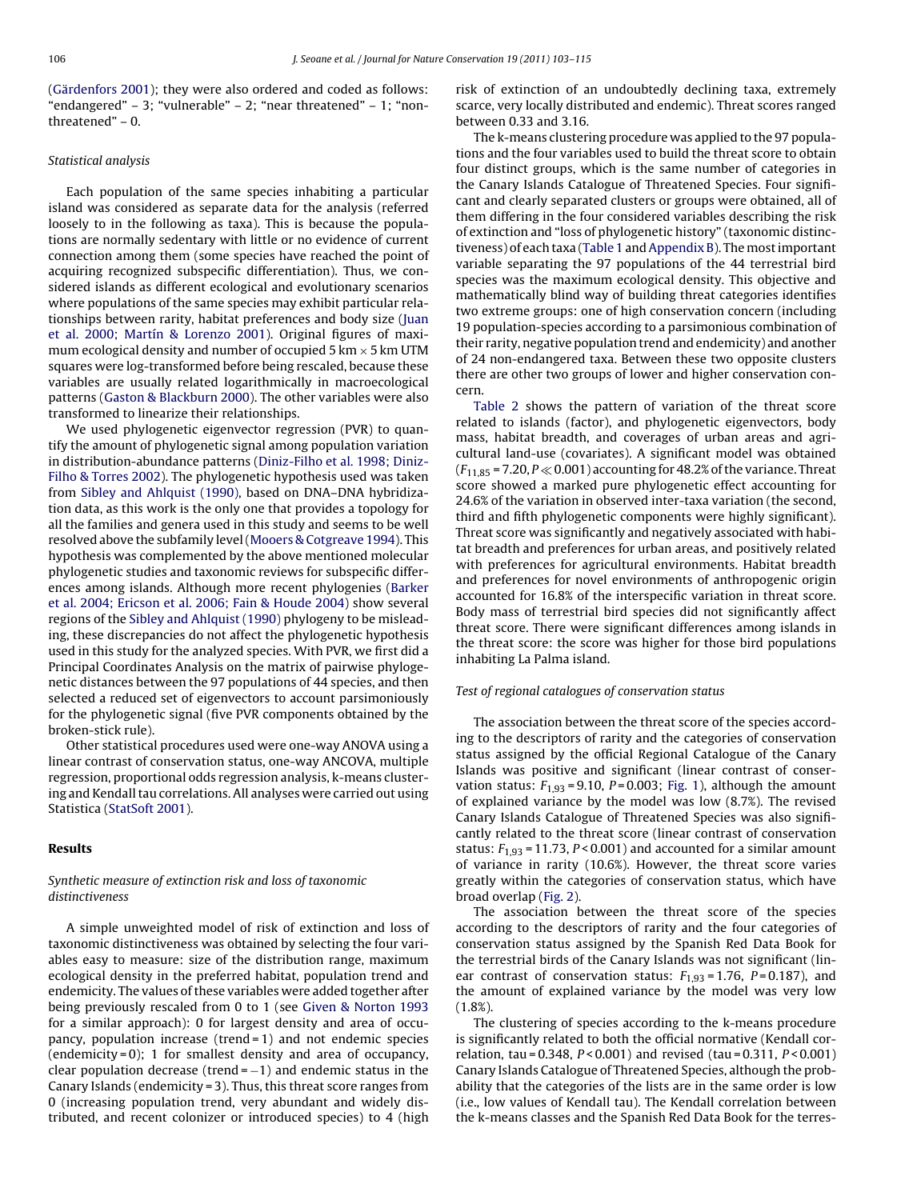(Gärdenfors 2001); they were also ordered and coded as follows: "endangered" – 3; "vulnerable" – 2; "near threatened" – 1; "non-threatened" – 0.

*Statistical analysis*

Each population of the same species inhabiting a particular island was considered as separate data for the analysis (referred loosely to in the following as taxa). This is because the populations are normally sedentary with little or no evidence of current connection among them (some species have reached the point of acquiring recognized subspecific differentiation). Thus, we considered islands as different ecological and evolutionary scenarios where populations of the same species may exhibit particular relationships between rarity, habitat preferences and body size (Juan et al. 2000; Martín & Lorenzo 2001). Original figures of maximum ecological density and number of occupied 5 km × 5 km UTM squares were log-transformed before being rescaled, because these variables are usually related logarithmically in macroecological patterns (Gaston & Blackburn 2000). The other variables were also transformed to linearize their relationships.

We used phylogenetic eigenvector regression (PVR) to quantify the amount of phylogenetic signal among population variation in distribution-abundance patterns (Diniz-Filho et al. 1998; Diniz-Filho & Torres 2002). The phylogenetic hypothesis used was taken from Sibley and Ahlquist (1990), based on DNA–DNA hybridization data, as this work is the only one that provides a topology for all the families and genera used in this study and seems to be well resolved above the subfamily level (Mooers & Cotgreave 1994). This hypothesis was complemented by the above mentioned molecular phylogenetic studies and taxonomic reviews for subspecific differences among islands. Although more recent phylogenies (Barker et al. 2004; Ericson et al. 2006; Fain & Houde 2004) show several regions of the Sibley and Ahlquist (1990) phylogeny to be misleading, these discrepancies do not affect the phylogenetic hypothesis used in this study for the analyzed species. With PVR, we first did a Principal Coordinates Analysis on the matrix of pairwise phylogenetic distances between the 97 populations of 44 species, and then selected a reduced set of eigenvectors to account parsimoniously for the phylogenetic signal (five PVR components obtained by the broken-stick rule).

Other statistical procedures used were one-way ANOVA using a linear contrast of conservation status, one-way ANCOVA, multiple regression, proportional odds regression analysis, k-means clustering and Kendall tau correlations. All analyses were carried out using Statistica (StatSoft 2001).

## Results

*Synthetic measure of extinction risk and loss of taxonomic distinctiveness*

A simple unweighted model of risk of extinction and loss of taxonomic distinctiveness was obtained by selecting the four variables easy to measure: size of the distribution range, maximum ecological density in the preferred habitat, population trend and endemicity. The values of these variables were added together after being previously rescaled from 0 to 1 (see Given & Norton 1993 for a similar approach): 0 for largest density and area of occupancy, population increase (trend = 1) and not endemic species (endemicity = 0); 1 for smallest density and area of occupancy, clear population decrease (trend = −1) and endemic status in the Canary Islands (endemicity = 3). Thus, this threat score ranges from 0 (increasing population trend, very abundant and widely distributed, and recent colonizer or introduced species) to 4 (high risk of extinction of an undoubtedly declining taxa, extremely scarce, very locally distributed and endemic). Threat scores ranged between 0.33 and 3.16.

The k-means clustering procedure was applied to the 97 populations and the four variables used to build the threat score to obtain four distinct groups, which is the same number of categories in the Canary Islands Catalogue of Threatened Species. Four significant and clearly separated clusters or groups were obtained, all of them differing in the four considered variables describing the risk of extinction and "loss of phylogenetic history" (taxonomic distinctiveness) of each taxa (Table 1 and Appendix B). The most important variable separating the 97 populations of the 44 terrestrial bird species was the maximum ecological density. This objective and mathematically blind way of building threat categories identifies two extreme groups: one of high conservation concern (including 19 population-species according to a parsimonious combination of their rarity, negative population trend and endemicity) and another of 24 non-endangered taxa. Between these two opposite clusters there are other two groups of lower and higher conservation concern.

Table 2 shows the pattern of variation of the threat score related to islands (factor), and phylogenetic eigenvectors, body mass, habitat breadth, and coverages of urban areas and agricultural land-use (covariates). A significant model was obtained ($F_{11,85} = 7.20, P \ll 0.001$) accounting for 48.2% of the variance. Threat score showed a marked pure phylogenetic effect accounting for 24.6% of the variation in observed inter-taxa variation (the second, third and fifth phylogenetic components were highly significant). Threat score was significantly and negatively associated with habitat breadth and preferences for urban areas, and positively related with preferences for agricultural environments. Habitat breadth and preferences for novel environments of anthropogenic origin accounted for 16.8% of the interspecific variation in threat score. Body mass of terrestrial bird species did not significantly affect threat score. There were significant differences among islands in the threat score: the score was higher for those bird populations inhabiting La Palma island.

*Test of regional catalogues of conservation status*

The association between the threat score of the species according to the descriptors of rarity and the categories of conservation status assigned by the official Regional Catalogue of the Canary Islands was positive and significant (linear contrast of conservation status: $F_{1,93} = 9.10$, $P = 0.003$; Fig. 1), although the amount of explained variance by the model was low (8.7%). The revised Canary Islands Catalogue of Threatened Species was also significantly related to the threat score (linear contrast of conservation status: $F_{1,93} = 11.73$, $P < 0.001$) and accounted for a similar amount of variance in rarity (10.6%). However, the threat score varies greatly within the categories of conservation status, which have broad overlap (Fig. 2).

The association between the threat score of the species according to the descriptors of rarity and the four categories of conservation status assigned by the Spanish Red Data Book for the terrestrial birds of the Canary Islands was not significant (linear contrast of conservation status: $F_{1,93} = 1.76$, $P = 0.187$), and the amount of explained variance by the model was very low (1.8%).

The clustering of species according to the k-means procedure is significantly related to both the official normative (Kendall correlation, tau = 0.348, $P < 0.001$) and revised (tau = 0.311, $P < 0.001$) Canary Islands Catalogue of Threatened Species, although the probability that the categories of the lists are in the same order is low (i.e., low values of Kendall tau). The Kendall correlation between the k-means classes and the Spanish Red Data Book for the terres-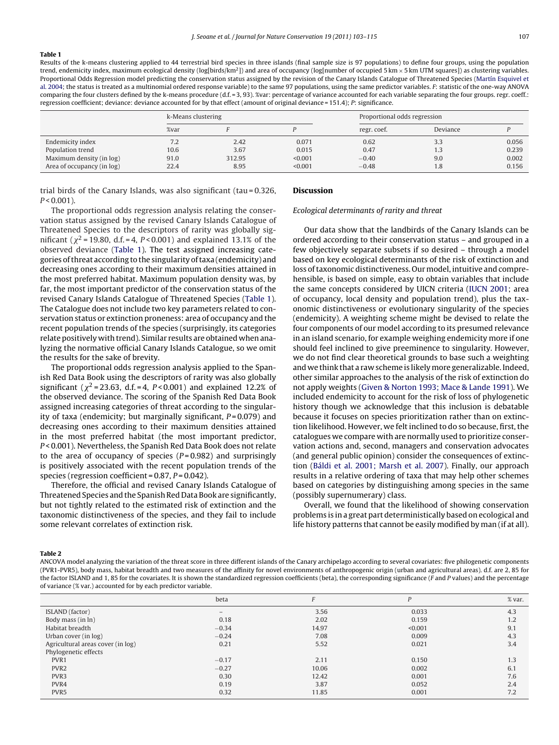**Table 1**

Results of the k-means clustering applied to 44 terrestrial bird species in three islands (final sample size is 97 populations) to define four groups, using the population trend, endemicity index, maximum ecological density (log[birds/km$^2$]) and area of occupancy (log[number of occupied 5 km × 5 km UTM squares]) as clustering variables. Proportional Odds Regression model predicting the conservation status assigned by the revision of the Canary Islands Catalogue of Threatened Species (Martín Esquivel et al. 2004; the status is treated as a multinomial ordered response variable) to the same 97 populations, using the same predictor variables. *F*: statistic of the one-way ANOVA comparing the four clusters defined by the k-means procedure (d.f. = 3, 93). %var: percentage of variance accounted for each variable separating the four groups. regr. coeff.: regression coefficient; deviance: deviance accounted for by that effect (amount of original deviance = 151.4); *P*: significance.

| | k-Means clustering | | | Proportional odds regression | | |
|---|---|---|---|---|---|---|
| | %var | *F* | *P* | regr. coef. | Deviance | *P* |
| Endemicity index | 7.2 | 2.42 | 0.071 | 0.62 | 3.3 | 0.056 |
| Population trend | 10.6 | 3.67 | 0.015 | 0.47 | 1.3 | 0.239 |
| Maximum density (in log) | 91.0 | 312.95 | <0.001 | −0.40 | 9.0 | 0.002 |
| Area of occupancy (in log) | 22.4 | 8.95 | <0.001 | −0.48 | 1.8 | 0.156 |

trial birds of the Canary Islands, was also significant (tau = 0.326, $P < 0.001$).

The proportional odds regression analysis relating the conservation status assigned by the revised Canary Islands Catalogue of Threatened Species to the descriptors of rarity was globally significant ($\chi^2 = 19.80$, d.f. = 4, $P < 0.001$) and explained 13.1% of the observed deviance (Table 1). The test assigned increasing categories of threat according to the singularity of taxa (endemicity) and decreasing ones according to their maximum densities attained in the most preferred habitat. Maximum population density was, by far, the most important predictor of the conservation status of the revised Canary Islands Catalogue of Threatened Species (Table 1). The Catalogue does not include two key parameters related to conservation status or extinction proneness: area of occupancy and the recent population trends of the species (surprisingly, its categories relate positively with trend). Similar results are obtained when analyzing the normative official Canary Islands Catalogue, so we omit the results for the sake of brevity.

The proportional odds regression analysis applied to the Spanish Red Data Book using the descriptors of rarity was also globally significant ($\chi^2 = 23.63$, d.f. = 4, $P < 0.001$) and explained 12.2% of the observed deviance. The scoring of the Spanish Red Data Book assigned increasing categories of threat according to the singularity of taxa (endemicity; but marginally significant, $P = 0.079$) and decreasing ones according to their maximum densities attained in the most preferred habitat (the most important predictor, $P < 0.001$). Nevertheless, the Spanish Red Data Book does not relate to the area of occupancy of species ($P = 0.982$) and surprisingly is positively associated with the recent population trends of the species (regression coefficient = 0.87, $P = 0.042$).

Therefore, the official and revised Canary Islands Catalogue of Threatened Species and the Spanish Red Data Book are significantly, but not tightly related to the estimated risk of extinction and the taxonomic distinctiveness of the species, and they fail to include some relevant correlates of extinction risk.

## Discussion

### *Ecological determinants of rarity and threat*

Our data show that the landbirds of the Canary Islands can be ordered according to their conservation status – and grouped in a few objectively separate subsets if so desired – through a model based on key ecological determinants of the risk of extinction and loss of taxonomic distinctiveness. Our model, intuitive and comprehensible, is based on simple, easy to obtain variables that include the same concepts considered by UICN criteria (IUCN 2001; area of occupancy, local density and population trend), plus the taxonomic distinctiveness or evolutionary singularity of the species (endemicity). A weighting scheme might be devised to relate the four components of our model according to its presumed relevance in an island scenario, for example weighing endemicity more if one should feel inclined to give preeminence to singularity. However, we do not find clear theoretical grounds to base such a weighting and we think that a raw scheme is likely more generalizable. Indeed, other similar approaches to the analysis of the risk of extinction do not apply weights (Given & Norton 1993; Mace & Lande 1991). We included endemicity to account for the risk of loss of phylogenetic history though we acknowledge that this inclusion is debatable because it focuses on species prioritization rather than on extinction likelihood. However, we felt inclined to do so because, first, the catalogues we compare with are normally used to prioritize conservation actions and, second, managers and conservation advocates (and general public opinion) consider the consequences of extinction (Báldi et al. 2001; Marsh et al. 2007). Finally, our approach results in a relative ordering of taxa that may help other schemes based on categories by distinguishing among species in the same (possibly supernumerary) class.

Overall, we found that the likelihood of showing conservation problems is in a great part deterministically based on ecological and life history patterns that cannot be easily modified by man (if at all).

**Table 2**

ANCOVA model analyzing the variation of the threat score in three different islands of the Canary archipelago according to several covariates: five philogenetic components (PVR1-PVR5), body mass, habitat breadth and two measures of the affinity for novel environments of anthropogenic origin (urban and agricultural areas). d.f. are 2, 85 for the factor ISLAND and 1, 85 for the covariates. It is shown the standardized regression coefficients (beta), the corresponding significance (*F* and *P* values) and the percentage of variance (% var.) accounted for by each predictor variable.

| | beta | *F* | *P* | % var. |
|---|---|---|---|---|
| ISLAND (factor) | – | 3.56 | 0.033 | 4.3 |
| Body mass (in ln) | 0.18 | 2.02 | 0.159 | 1.2 |
| Habitat breadth | −0.34 | 14.97 | <0.001 | 9.1 |
| Urban cover (in log) | −0.24 | 7.08 | 0.009 | 4.3 |
| Agricultural areas cover (in log) | 0.21 | 5.52 | 0.021 | 3.4 |
| Phylogenetic effects | | | | |
| PVR1 | −0.17 | 2.11 | 0.150 | 1.3 |
| PVR2 | −0.27 | 10.06 | 0.002 | 6.1 |
| PVR3 | 0.30 | 12.42 | 0.001 | 7.6 |
| PVR4 | 0.19 | 3.87 | 0.052 | 2.4 |
| PVR5 | 0.32 | 11.85 | 0.001 | 7.2 |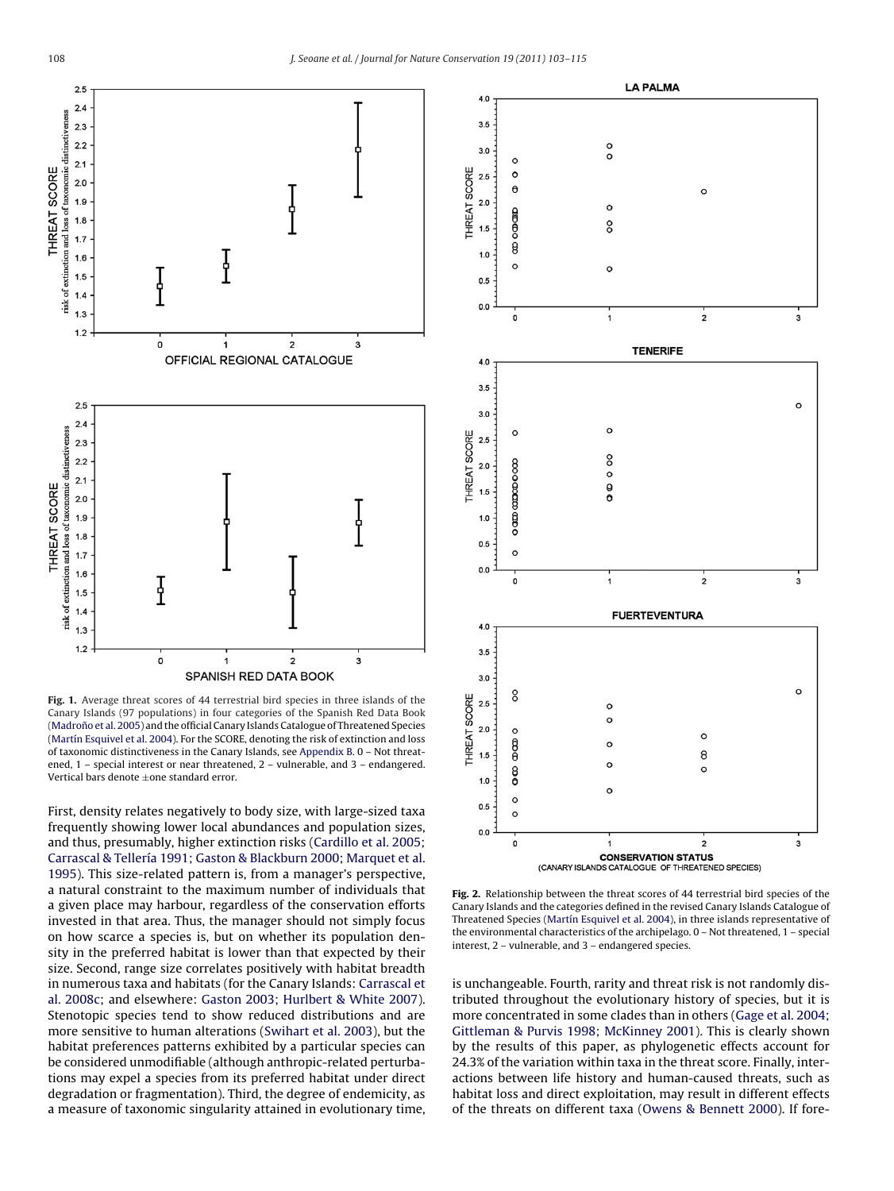**Fig. 1.** Average threat scores of 44 terrestrial bird species in three islands of the Canary Islands (97 populations) in four categories of the Spanish Red Data Book (Madroño et al. 2005) and the official Canary Islands Catalogue of Threatened Species (Martín Esquivel et al. 2004). For the SCORE, denoting the risk of extinction and loss of taxonomic distinctiveness in the Canary Islands, see Appendix B. 0 – Not threatened, 1 – special interest or near threatened, 2 – vulnerable, and 3 – endangered. Vertical bars denote ±one standard error.

**Fig. 2.** Relationship between the threat scores of 44 terrestrial bird species of the Canary Islands and the categories defined in the revised Canary Islands Catalogue of Threatened Species (Martín Esquivel et al. 2004), in three islands representative of the environmental characteristics of the archipelago. 0 – Not threatened, 1 – special interest, 2 – vulnerable, and 3 – endangered species.

First, density relates negatively to body size, with large-sized taxa frequently showing lower local abundances and population sizes, and thus, presumably, higher extinction risks (Cardillo et al. 2005; Carrascal & Tellería 1991; Gaston & Blackburn 2000; Marquet et al. 1995). This size-related pattern is, from a manager's perspective, a natural constraint to the maximum number of individuals that a given place may harbour, regardless of the conservation efforts invested in that area. Thus, the manager should not simply focus on how scarce a species is, but on whether its population density in the preferred habitat is lower than that expected by their size. Second, range size correlates positively with habitat breadth in numerous taxa and habitats (for the Canary Islands: Carrascal et al. 2008c; and elsewhere: Gaston 2003; Hurlbert & White 2007). Stenotopic species tend to show reduced distributions and are more sensitive to human alterations (Swihart et al. 2003), but the habitat preferences patterns exhibited by a particular species can be considered unmodifiable (although anthropic-related perturbations may expel a species from its preferred habitat under direct degradation or fragmentation). Third, the degree of endemicity, as a measure of taxonomic singularity attained in evolutionary time, is unchangeable. Fourth, rarity and threat risk is not randomly distributed throughout the evolutionary history of species, but it is more concentrated in some clades than in others (Gage et al. 2004; Gittleman & Purvis 1998; McKinney 2001). This is clearly shown by the results of this paper, as phylogenetic effects account for 24.3% of the variation within taxa in the threat score. Finally, interactions between life history and human-caused threats, such as habitat loss and direct exploitation, may result in different effects of the threats on different taxa (Owens & Bennett 2000). If fore-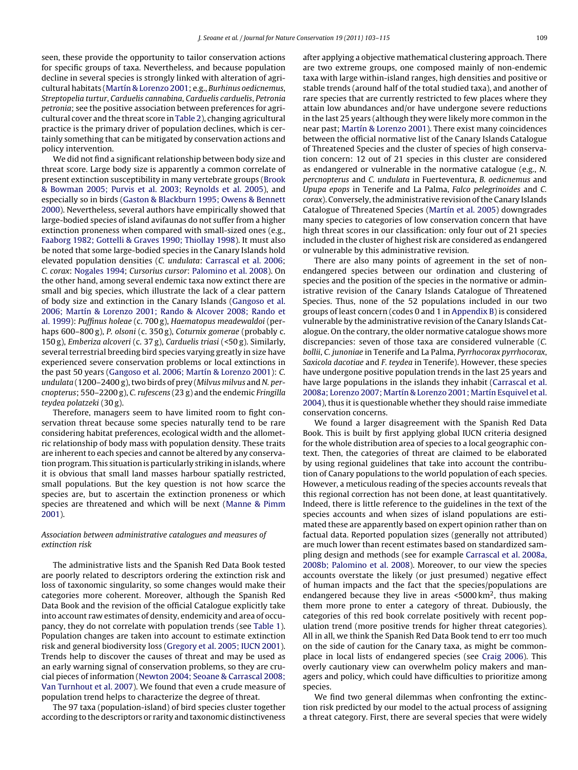seen, these provide the opportunity to tailor conservation actions for specific groups of taxa. Nevertheless, and because population decline in several species is strongly linked with alteration of agricultural habitats (Martín & Lorenzo 2001; e.g., *Burhinus oedicnemus*, *Streptopelia turtur*, *Carduelis cannabina*, *Carduelis carduelis*, *Petronia petronia*; see the positive association between preferences for agricultural cover and the threat score in Table 2), changing agricultural practice is the primary driver of population declines, which is certainly something that can be mitigated by conservation actions and policy intervention.

We did not find a significant relationship between body size and threat score. Large body size is apparently a common correlate of present extinction susceptibility in many vertebrate groups (Brook & Bowman 2005; Purvis et al. 2003; Reynolds et al. 2005), and especially so in birds (Gaston & Blackburn 1995; Owens & Bennett 2000). Nevertheless, several authors have empirically showed that large-bodied species of island avifaunas do not suffer from a higher extinction proneness when compared with small-sized ones (e.g., Faaborg 1982; Gottelli & Graves 1990; Thiollay 1998). It must also be noted that some large-bodied species in the Canary Islands hold elevated population densities (*C. undulata*: Carrascal et al. 2006; *C. corax*: Nogales 1994; *Cursorius cursor*: Palomino et al. 2008). On the other hand, among several endemic taxa now extinct there are small and big species, which illustrate the lack of a clear pattern of body size and extinction in the Canary Islands (Gangoso et al. 2006; Martín & Lorenzo 2001; Rando & Alcover 2008; Rando et al. 1999): *Puffinus holeae* (c. 700 g), *Haematopus meadewaldoi* (perhaps 600–800 g), *P. olsoni* (c. 350 g), *Coturnix gomerae* (probably c. 150 g), *Emberiza alcoveri* (c. 37 g), *Carduelis triasi* (<50 g). Similarly, several terrestrial breeding bird species varying greatly in size have experienced severe conservation problems or local extinctions in the past 50 years (Gangoso et al. 2006; Martín & Lorenzo 2001): *C. undulata* (1200–2400 g), two birds of prey (*Milvus milvus* and *N. percnopterus*; 550–2200 g), *C. rufescens* (23 g) and the endemic *Fringilla teydea polatzeki* (30 g).

Therefore, managers seem to have limited room to fight conservation threat because some species naturally tend to be rare considering habitat preferences, ecological width and the allometric relationship of body mass with population density. These traits are inherent to each species and cannot be altered by any conservation program. This situation is particularly striking in islands, where it is obvious that small land masses harbour spatially restricted, small populations. But the key question is not how scarce the species are, but to ascertain the extinction proneness or which species are threatened and which will be next (Manne & Pimm 2001).

### *Association between administrative catalogues and measures of extinction risk*

The administrative lists and the Spanish Red Data Book tested are poorly related to descriptors ordering the extinction risk and loss of taxonomic singularity, so some changes would make their categories more coherent. Moreover, although the Spanish Red Data Book and the revision of the official Catalogue explicitly take into account raw estimates of density, endemicity and area of occupancy, they do not correlate with population trends (see Table 1). Population changes are taken into account to estimate extinction risk and general biodiversity loss (Gregory et al. 2005; IUCN 2001). Trends help to discover the causes of threat and may be used as an early warning signal of conservation problems, so they are crucial pieces of information (Newton 2004; Seoane & Carrascal 2008; Van Turnhout et al. 2007). We found that even a crude measure of population trend helps to characterize the degree of threat.

The 97 taxa (population-island) of bird species cluster together according to the descriptors or rarity and taxonomic distinctiveness after applying a objective mathematical clustering approach. There are two extreme groups, one composed mainly of non-endemic taxa with large within-island ranges, high densities and positive or stable trends (around half of the total studied taxa), and another of rare species that are currently restricted to few places where they attain low abundances and/or have undergone severe reductions in the last 25 years (although they were likely more common in the near past; Martín & Lorenzo 2001). There exist many coincidences between the official normative list of the Canary Islands Catalogue of Threatened Species and the cluster of species of high conservation concern: 12 out of 21 species in this cluster are considered as endangered or vulnerable in the normative catalogue (e.g., *N. percnopterus* and *C. undulata* in Fuerteventura, *B. oedicnemus* and *Upupa epops* in Tenerife and La Palma, *Falco pelegrinoides* and *C. corax*). Conversely, the administrative revision of the Canary Islands Catalogue of Threatened Species (Martín et al. 2005) downgrades many species to categories of low conservation concern that have high threat scores in our classification: only four out of 21 species included in the cluster of highest risk are considered as endangered or vulnerable by this administrative revision.

There are also many points of agreement in the set of non-endangered species between our ordination and clustering of species and the position of the species in the normative or administrative revision of the Canary Islands Catalogue of Threatened Species. Thus, none of the 52 populations included in our two groups of least concern (codes 0 and 1 in Appendix B) is considered vulnerable by the administrative revision of the Canary Islands Catalogue. On the contrary, the older normative catalogue shows more discrepancies: seven of those taxa are considered vulnerable (*C. bollii*, *C. junoniae* in Tenerife and La Palma, *Pyrrhocorax pyrrhocorax*, *Saxicola dacotiae* and *F. teydea* in Tenerife). However, these species have undergone positive population trends in the last 25 years and have large populations in the islands they inhabit (Carrascal et al. 2008a; Lorenzo 2007; Martín & Lorenzo 2001; Martín Esquivel et al. 2004), thus it is questionable whether they should raise immediate conservation concerns.

We found a larger disagreement with the Spanish Red Data Book. This is built by first applying global IUCN criteria designed for the whole distribution area of species to a local geographic context. Then, the categories of threat are claimed to be elaborated by using regional guidelines that take into account the contribution of Canary populations to the world population of each species. However, a meticulous reading of the species accounts reveals that this regional correction has not been done, at least quantitatively. Indeed, there is little reference to the guidelines in the text of the species accounts and when sizes of island populations are estimated these are apparently based on expert opinion rather than on factual data. Reported population sizes (generally not attributed) are much lower than recent estimates based on standardized sampling design and methods (see for example Carrascal et al. 2008a, 2008b; Palomino et al. 2008). Moreover, to our view the species accounts overstate the likely (or just presumed) negative effect of human impacts and the fact that the species/populations are endangered because they live in areas <5000 km$^2$, thus making them more prone to enter a category of threat. Dubiously, the categories of this red book correlate positively with recent population trend (more positive trends for higher threat categories). All in all, we think the Spanish Red Data Book tend to err too much on the side of caution for the Canary taxa, as might be commonplace in local lists of endangered species (see Craig 2006). This overly cautionary view can overwhelm policy makers and managers and policy, which could have difficulties to prioritize among species.

We find two general dilemmas when confronting the extinction risk predicted by our model to the actual process of assigning a threat category. First, there are several species that were widely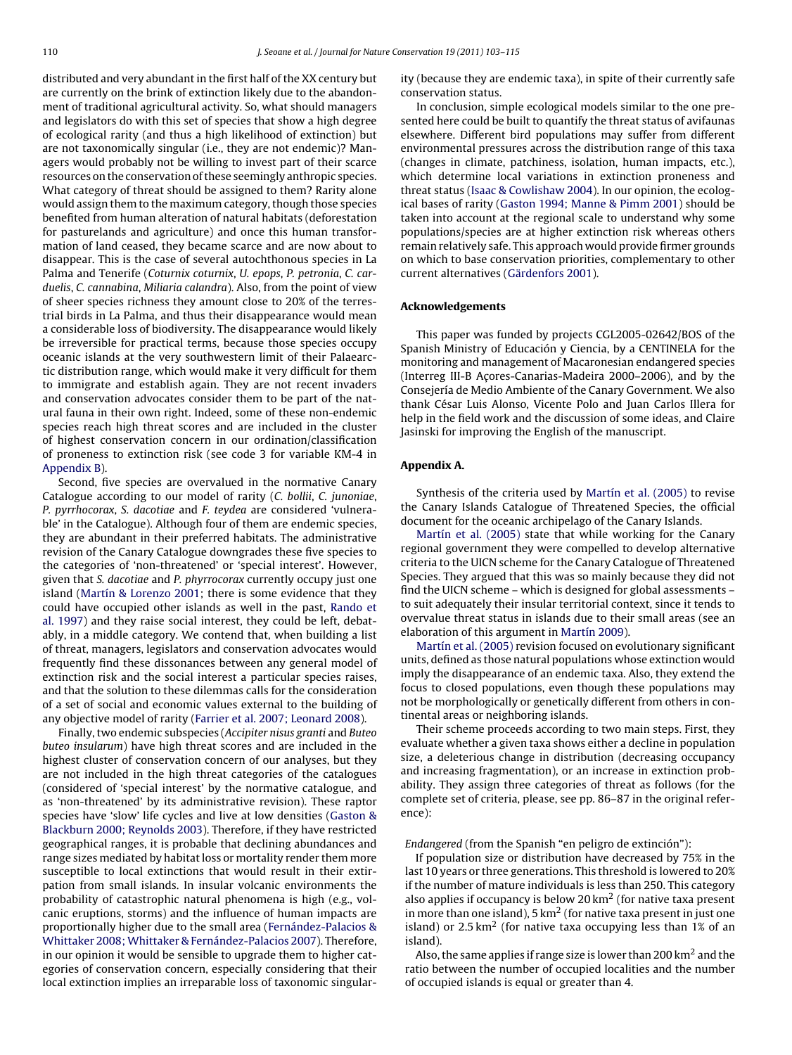distributed and very abundant in the first half of the XX century but are currently on the brink of extinction likely due to the abandonment of traditional agricultural activity. So, what should managers and legislators do with this set of species that show a high degree of ecological rarity (and thus a high likelihood of extinction) but are not taxonomically singular (i.e., they are not endemic)? Managers would probably not be willing to invest part of their scarce resources on the conservation of these seemingly anthropic species. What category of threat should be assigned to them? Rarity alone would assign them to the maximum category, though those species benefited from human alteration of natural habitats (deforestation for pasturelands and agriculture) and once this human transformation of land ceased, they became scarce and are now about to disappear. This is the case of several autochthonous species in La Palma and Tenerife (*Coturnix coturnix*, *U. epops*, *P. petronia*, *C. carduelis*, *C. cannabina*, *Miliaria calandra*). Also, from the point of view of sheer species richness they amount close to 20% of the terrestrial birds in La Palma, and thus their disappearance would mean a considerable loss of biodiversity. The disappearance would likely be irreversible for practical terms, because those species occupy oceanic islands at the very southwestern limit of their Palaearctic distribution range, which would make it very difficult for them to immigrate and establish again. They are not recent invaders and conservation advocates consider them to be part of the natural fauna in their own right. Indeed, some of these non-endemic species reach high threat scores and are included in the cluster of highest conservation concern in our ordination/classification of proneness to extinction risk (see code 3 for variable KM-4 in Appendix B).

Second, five species are overvalued in the normative Canary Catalogue according to our model of rarity (*C. bollii*, *C. junoniae*, *P. pyrrhocorax*, *S. dacotiae* and *F. teydea* are considered 'vulnerable' in the Catalogue). Although four of them are endemic species, they are abundant in their preferred habitats. The administrative revision of the Canary Catalogue downgrades these five species to the categories of 'non-threatened' or 'special interest'. However, given that *S. dacotiae* and *P. phyrrocorax* currently occupy just one island (Martín & Lorenzo 2001; there is some evidence that they could have occupied other islands as well in the past, Rando et al. 1997) and they raise social interest, they could be left, debatably, in a middle category. We contend that, when building a list of threat, managers, legislators and conservation advocates would frequently find these dissonances between any general model of extinction risk and the social interest a particular species raises, and that the solution to these dilemmas calls for the consideration of a set of social and economic values external to the building of any objective model of rarity (Farrier et al. 2007; Leonard 2008).

Finally, two endemic subspecies (*Accipiter nisus granti* and *Buteo buteo insularum*) have high threat scores and are included in the highest cluster of conservation concern of our analyses, but they are not included in the high threat categories of the catalogues (considered of 'special interest' by the normative catalogue, and as 'non-threatened' by its administrative revision). These raptor species have 'slow' life cycles and live at low densities (Gaston & Blackburn 2000; Reynolds 2003). Therefore, if they have restricted geographical ranges, it is probable that declining abundances and range sizes mediated by habitat loss or mortality render them more susceptible to local extinctions that would result in their extirpation from small islands. In insular volcanic environments the probability of catastrophic natural phenomena is high (e.g., volcanic eruptions, storms) and the influence of human impacts are proportionally higher due to the small area (Fernández-Palacios & Whittaker 2008; Whittaker & Fernández-Palacios 2007). Therefore, in our opinion it would be sensible to upgrade them to higher categories of conservation concern, especially considering that their local extinction implies an irreparable loss of taxonomic singularity (because they are endemic taxa), in spite of their currently safe conservation status.

In conclusion, simple ecological models similar to the one presented here could be built to quantify the threat status of avifaunas elsewhere. Different bird populations may suffer from different environmental pressures across the distribution range of this taxa (changes in climate, patchiness, isolation, human impacts, etc.), which determine local variations in extinction proneness and threat status (Isaac & Cowlishaw 2004). In our opinion, the ecological bases of rarity (Gaston 1994; Manne & Pimm 2001) should be taken into account at the regional scale to understand why some populations/species are at higher extinction risk whereas others remain relatively safe. This approach would provide firmer grounds on which to base conservation priorities, complementary to other current alternatives (Gärdenfors 2001).

## Acknowledgements

This paper was funded by projects CGL2005-02642/BOS of the Spanish Ministry of Educación y Ciencia, by a CENTINELA for the monitoring and management of Macaronesian endangered species (Interreg III-B Açores-Canarias-Madeira 2000–2006), and by the Consejería de Medio Ambiente of the Canary Government. We also thank César Luis Alonso, Vicente Polo and Juan Carlos Illera for help in the field work and the discussion of some ideas, and Claire Jasinski for improving the English of the manuscript.

## Appendix A.

Synthesis of the criteria used by Martín et al. (2005) to revise the Canary Islands Catalogue of Threatened Species, the official document for the oceanic archipelago of the Canary Islands.

Martín et al. (2005) state that while working for the Canary regional government they were compelled to develop alternative criteria to the UICN scheme for the Canary Catalogue of Threatened Species. They argued that this was so mainly because they did not find the UICN scheme – which is designed for global assessments – to suit adequately their insular territorial context, since it tends to overvalue threat status in islands due to their small areas (see an elaboration of this argument in Martín 2009).

Martín et al. (2005) revision focused on evolutionary significant units, defined as those natural populations whose extinction would imply the disappearance of an endemic taxa. Also, they extend the focus to closed populations, even though these populations may not be morphologically or genetically different from others in continental areas or neighboring islands.

Their scheme proceeds according to two main steps. First, they evaluate whether a given taxa shows either a decline in population size, a deleterious change in distribution (decreasing occupancy and increasing fragmentation), or an increase in extinction probability. They assign three categories of threat as follows (for the complete set of criteria, please, see pp. 86–87 in the original reference):

*Endangered* (from the Spanish "en peligro de extinción"):

If population size or distribution have decreased by 75% in the last 10 years or three generations. This threshold is lowered to 20% if the number of mature individuals is less than 250. This category also applies if occupancy is below 20 km$^2$ (for native taxa present in more than one island), 5 km$^2$ (for native taxa present in just one island) or 2.5 km$^2$ (for native taxa occupying less than 1% of an island).

Also, the same applies if range size is lower than 200 km$^2$ and the ratio between the number of occupied localities and the number of occupied islands is equal or greater than 4.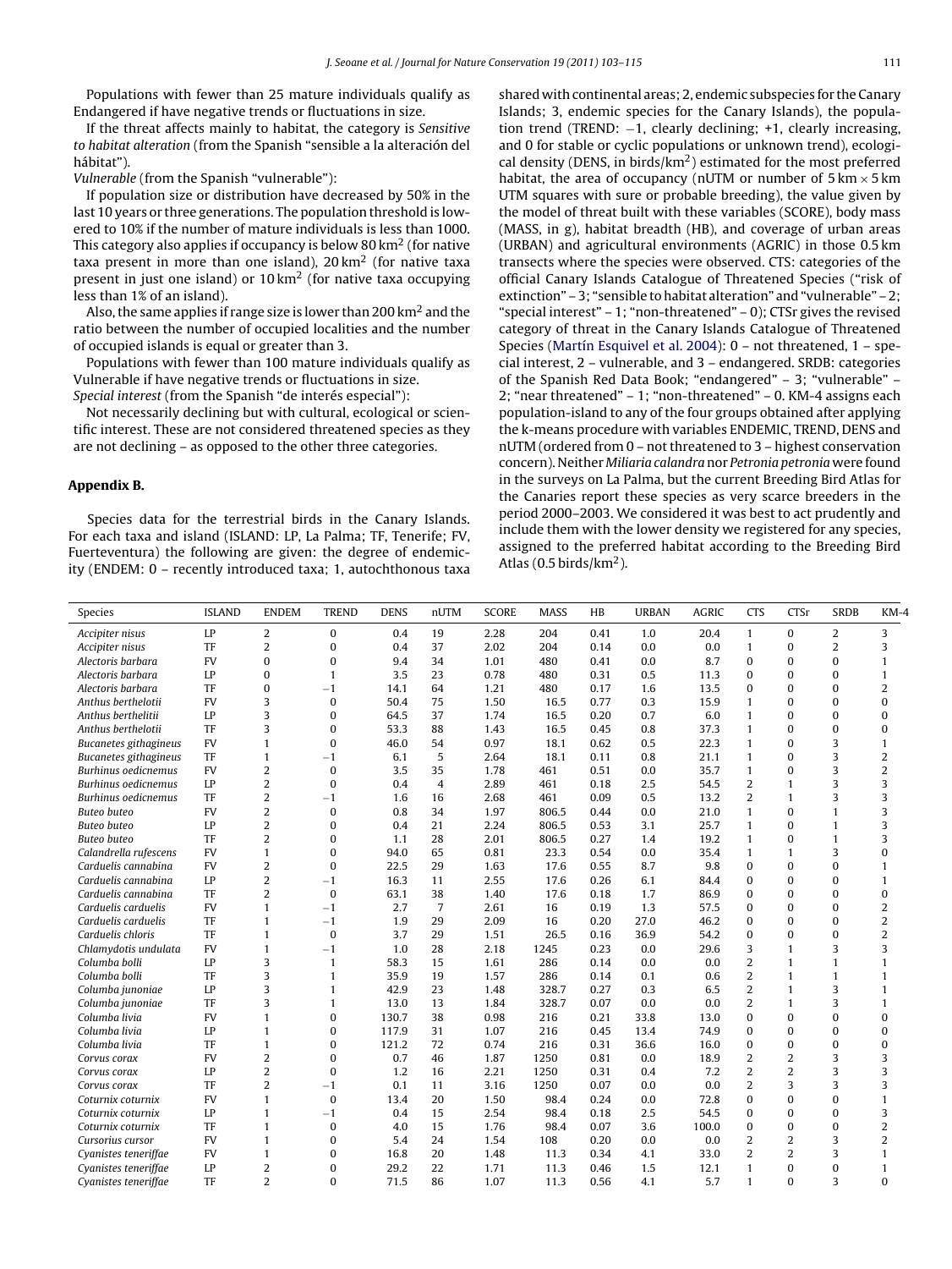Populations with fewer than 25 mature individuals qualify as Endangered if have negative trends or fluctuations in size.

If the threat affects mainly to habitat, the category is *Sensitive to habitat alteration* (from the Spanish "sensible a la alteración del hábitat").

*Vulnerable* (from the Spanish "vulnerable"):

If population size or distribution have decreased by 50% in the last 10 years or three generations. The population threshold is lowered to 10% if the number of mature individuals is less than 1000. This category also applies if occupancy is below 80 km$^2$ (for native taxa present in more than one island), 20 km$^2$ (for native taxa present in just one island) or 10 km$^2$ (for native taxa occupying less than 1% of an island).

Also, the same applies if range size is lower than 200 km$^2$ and the ratio between the number of occupied localities and the number of occupied islands is equal or greater than 3.

Populations with fewer than 100 mature individuals qualify as Vulnerable if have negative trends or fluctuations in size.

*Special interest* (from the Spanish "de interés especial"):

Not necessarily declining but with cultural, ecological or scientific interest. These are not considered threatened species as they are not declining – as opposed to the other three categories.

## Appendix B.

Species data for the terrestrial birds in the Canary Islands. For each taxa and island (ISLAND: LP, La Palma; TF, Tenerife; FV, Fuerteventura) the following are given: the degree of endemicity (ENDEM: 0 – recently introduced taxa; 1, autochthonous taxa shared with continental areas; 2, endemic subspecies for the Canary Islands; 3, endemic species for the Canary Islands), the population trend (TREND: −1, clearly declining; +1, clearly increasing, and 0 for stable or cyclic populations or unknown trend), ecological density (DENS, in birds/km$^2$) estimated for the most preferred habitat, the area of occupancy (nUTM or number of 5 km × 5 km UTM squares with sure or probable breeding), the value given by the model of threat built with these variables (SCORE), body mass (MASS, in g), habitat breadth (HB), and coverage of urban areas (URBAN) and agricultural environments (AGRIC) in those 0.5 km transects where the species were observed. CTS: categories of the official Canary Islands Catalogue of Threatened Species ("risk of extinction" – 3; "sensible to habitat alteration" and "vulnerable" – 2; "special interest" – 1; "non-threatened" – 0); CTSr gives the revised category of threat in the Canary Islands Catalogue of Threatened Species (Martín Esquivel et al. 2004): 0 – not threatened, 1 – special interest, 2 – vulnerable, and 3 – endangered. SRDB: categories of the Spanish Red Data Book; "endangered" – 3; "vulnerable" – 2; "near threatened" – 1; "non-threatened" – 0. KM-4 assigns each population-island to any of the four groups obtained after applying the k-means procedure with variables ENDEMIC, TREND, DENS and nUTM (ordered from 0 – not threatened to 3 – highest conservation concern). Neither *Miliaria calandra* nor *Petronia petronia* were found in the surveys on La Palma, but the current Breeding Bird Atlas for the Canaries report these species as very scarce breeders in the period 2000–2003. We considered it was best to act prudently and include them with the lower density we registered for any species, assigned to the preferred habitat according to the Breeding Bird Atlas (0.5 birds/km$^2$).

| Species | ISLAND | ENDEM | TREND | DENS | nUTM | SCORE | MASS | HB | URBAN | AGRIC | CTS | CTSr | SRDB | KM-4 |
|---|---|---|---|---|---|---|---|---|---|---|---|---|---|---|
| *Accipiter nisus* | LP | 2 | 0 | 0.4 | 19 | 2.28 | 204 | 0.41 | 1.0 | 20.4 | 1 | 0 | 2 | 3 |
| *Accipiter nisus* | TF | 2 | 0 | 0.4 | 37 | 2.02 | 204 | 0.14 | 0.0 | 0.0 | 1 | 0 | 2 | 3 |
| *Alectoris barbara* | FV | 0 | 0 | 9.4 | 34 | 1.01 | 480 | 0.41 | 0.0 | 8.7 | 0 | 0 | 0 | 1 |
| *Alectoris barbara* | LP | 0 | 1 | 3.5 | 23 | 0.78 | 480 | 0.31 | 0.5 | 11.3 | 0 | 0 | 0 | 1 |
| *Alectoris barbara* | TF | 0 | −1 | 14.1 | 64 | 1.21 | 480 | 0.17 | 1.6 | 13.5 | 0 | 0 | 0 | 2 |
| *Anthus berthelotii* | FV | 3 | 0 | 50.4 | 75 | 1.50 | 16.5 | 0.77 | 0.3 | 15.9 | 1 | 0 | 0 | 0 |
| *Anthus berthelitii* | LP | 3 | 0 | 64.5 | 37 | 1.74 | 16.5 | 0.20 | 0.7 | 6.0 | 1 | 0 | 0 | 0 |
| *Anthus berthelotii* | TF | 3 | 0 | 53.3 | 88 | 1.43 | 16.5 | 0.45 | 0.8 | 37.3 | 1 | 0 | 0 | 0 |
| *Bucanetes githagineus* | FV | 1 | 0 | 46.0 | 54 | 0.97 | 18.1 | 0.62 | 0.5 | 22.3 | 1 | 0 | 3 | 1 |
| *Bucanetes githagineus* | TF | 1 | −1 | 6.1 | 5 | 2.64 | 18.1 | 0.11 | 0.8 | 21.1 | 1 | 0 | 3 | 2 |
| *Burhinus oedicnemus* | FV | 2 | 0 | 3.5 | 35 | 1.78 | 461 | 0.51 | 0.0 | 35.7 | 1 | 0 | 3 | 2 |
| *Burhinus oedicnemus* | LP | 2 | 0 | 0.4 | 4 | 2.89 | 461 | 0.18 | 2.5 | 54.5 | 2 | 1 | 3 | 3 |
| *Burhinus oedicnemus* | TF | 2 | −1 | 1.6 | 16 | 2.68 | 461 | 0.09 | 0.5 | 13.2 | 2 | 1 | 3 | 3 |
| *Buteo buteo* | FV | 2 | 0 | 0.8 | 34 | 1.97 | 806.5 | 0.44 | 0.0 | 21.0 | 1 | 0 | 1 | 3 |
| *Buteo buteo* | LP | 2 | 0 | 0.4 | 21 | 2.24 | 806.5 | 0.53 | 3.1 | 25.7 | 1 | 0 | 1 | 3 |
| *Buteo buteo* | TF | 2 | 0 | 1.1 | 28 | 2.01 | 806.5 | 0.27 | 1.4 | 19.2 | 1 | 0 | 1 | 3 |
| *Calandrella rufescens* | FV | 1 | 0 | 94.0 | 65 | 0.81 | 23.3 | 0.54 | 0.0 | 35.4 | 1 | 1 | 3 | 0 |
| *Carduelis cannabina* | FV | 2 | 0 | 22.5 | 29 | 1.63 | 17.6 | 0.55 | 8.7 | 9.8 | 0 | 0 | 0 | 1 |
| *Carduelis cannabina* | LP | 2 | −1 | 16.3 | 11 | 2.55 | 17.6 | 0.26 | 6.1 | 84.4 | 0 | 0 | 0 | 1 |
| *Carduelis cannabina* | TF | 2 | 0 | 63.1 | 38 | 1.40 | 17.6 | 0.18 | 1.7 | 86.9 | 0 | 0 | 0 | 0 |
| *Carduelis carduelis* | FV | 1 | −1 | 2.7 | 7 | 2.61 | 16 | 0.19 | 1.3 | 57.5 | 0 | 0 | 0 | 2 |
| *Carduelis carduelis* | TF | 1 | −1 | 1.9 | 29 | 2.09 | 16 | 0.20 | 27.0 | 46.2 | 0 | 0 | 0 | 2 |
| *Carduelis chloris* | TF | 1 | 0 | 3.7 | 29 | 1.51 | 26.5 | 0.16 | 36.9 | 54.2 | 0 | 0 | 0 | 2 |
| *Chlamydotis undulata* | FV | 1 | −1 | 1.0 | 28 | 2.18 | 1245 | 0.23 | 0.0 | 29.6 | 3 | 1 | 3 | 3 |
| *Columba bolli* | LP | 3 | 1 | 58.3 | 15 | 1.61 | 286 | 0.14 | 0.0 | 0.0 | 2 | 1 | 1 | 1 |
| *Columba bolli* | TF | 3 | 1 | 35.9 | 19 | 1.57 | 286 | 0.14 | 0.1 | 0.6 | 2 | 1 | 1 | 1 |
| *Columba junoniae* | LP | 3 | 1 | 42.9 | 23 | 1.48 | 328.7 | 0.27 | 0.3 | 6.5 | 2 | 1 | 3 | 1 |
| *Columba junoniae* | TF | 3 | 1 | 13.0 | 13 | 1.84 | 328.7 | 0.07 | 0.0 | 0.0 | 2 | 1 | 3 | 1 |
| *Columba livia* | FV | 1 | 0 | 130.7 | 38 | 0.98 | 216 | 0.21 | 33.8 | 13.0 | 0 | 0 | 0 | 0 |
| *Columba livia* | LP | 1 | 0 | 117.9 | 31 | 1.07 | 216 | 0.45 | 13.4 | 74.9 | 0 | 0 | 0 | 0 |
| *Columba livia* | TF | 1 | 0 | 121.2 | 72 | 0.74 | 216 | 0.31 | 36.6 | 16.0 | 0 | 0 | 0 | 0 |
| *Corvus corax* | FV | 2 | 0 | 0.7 | 46 | 1.87 | 1250 | 0.81 | 0.0 | 18.9 | 2 | 2 | 3 | 3 |
| *Corvus corax* | LP | 2 | 0 | 1.2 | 16 | 2.21 | 1250 | 0.31 | 0.4 | 7.2 | 2 | 2 | 3 | 3 |
| *Corvus corax* | TF | 2 | −1 | 0.1 | 11 | 3.16 | 1250 | 0.07 | 0.0 | 0.0 | 2 | 3 | 3 | 3 |
| *Coturnix coturnix* | FV | 1 | 0 | 13.4 | 20 | 1.50 | 98.4 | 0.24 | 0.0 | 72.8 | 0 | 0 | 0 | 1 |
| *Coturnix coturnix* | LP | 1 | −1 | 0.4 | 15 | 2.54 | 98.4 | 0.18 | 2.5 | 54.5 | 0 | 0 | 0 | 3 |
| *Coturnix coturnix* | TF | 1 | 0 | 4.0 | 15 | 1.76 | 98.4 | 0.07 | 3.6 | 100.0 | 0 | 0 | 0 | 2 |
| *Cursorius cursor* | FV | 1 | 0 | 5.4 | 24 | 1.54 | 108 | 0.20 | 0.0 | 0.0 | 2 | 2 | 3 | 2 |
| *Cyanistes teneriffae* | FV | 1 | 0 | 16.8 | 20 | 1.48 | 11.3 | 0.34 | 4.1 | 33.0 | 2 | 2 | 3 | 1 |
| *Cyanistes teneriffae* | LP | 2 | 0 | 29.2 | 22 | 1.71 | 11.3 | 0.46 | 1.5 | 12.1 | 1 | 0 | 0 | 1 |
| *Cyanistes teneriffae* | TF | 2 | 0 | 71.5 | 86 | 1.07 | 11.3 | 0.56 | 4.1 | 5.7 | 1 | 0 | 3 | 0 |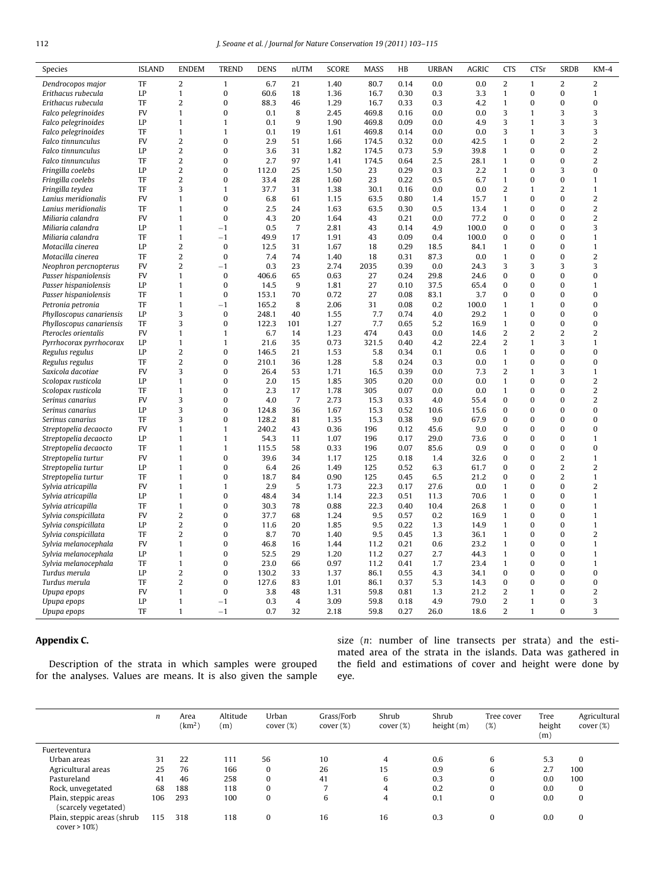| Species | ISLAND | ENDEM | TREND | DENS | nUTM | SCORE | MASS | HB | URBAN | AGRIC | CTS | CTSr | SRDB | KM-4 |
|---|---|---|---|---|---|---|---|---|---|---|---|---|---|---|
| *Dendrocopos major* | TF | 2 | 1 | 6.7 | 21 | 1.40 | 80.7 | 0.14 | 0.0 | 0.0 | 2 | 1 | 2 | 2 |
| *Erithacus rubecula* | LP | 1 | 0 | 60.6 | 18 | 1.36 | 16.7 | 0.30 | 0.3 | 3.3 | 1 | 0 | 0 | 1 |
| *Erithacus rubecula* | TF | 2 | 0 | 88.3 | 46 | 1.29 | 16.7 | 0.33 | 0.3 | 4.2 | 1 | 0 | 0 | 0 |
| *Falco pelegrinoides* | FV | 1 | 0 | 0.1 | 8 | 2.45 | 469.8 | 0.16 | 0.0 | 0.0 | 3 | 1 | 3 | 3 |
| *Falco pelegrinoides* | LP | 1 | 1 | 0.1 | 9 | 1.90 | 469.8 | 0.09 | 0.0 | 4.9 | 3 | 1 | 3 | 3 |
| *Falco pelegrinoides* | TF | 1 | 1 | 0.1 | 19 | 1.61 | 469.8 | 0.14 | 0.0 | 0.0 | 3 | 1 | 3 | 3 |
| *Falco tinnunculus* | FV | 2 | 0 | 2.9 | 51 | 1.66 | 174.5 | 0.32 | 0.0 | 42.5 | 1 | 0 | 2 | 2 |
| *Falco tinnunculus* | LP | 2 | 0 | 3.6 | 31 | 1.82 | 174.5 | 0.73 | 5.9 | 39.8 | 1 | 0 | 0 | 2 |
| *Falco tinnunculus* | TF | 2 | 0 | 2.7 | 97 | 1.41 | 174.5 | 0.64 | 2.5 | 28.1 | 1 | 0 | 0 | 2 |
| *Fringilla coelebs* | LP | 2 | 0 | 112.0 | 25 | 1.50 | 23 | 0.29 | 0.3 | 2.2 | 1 | 0 | 3 | 0 |
| *Fringilla coelebs* | TF | 2 | 0 | 33.4 | 28 | 1.60 | 23 | 0.22 | 0.5 | 6.7 | 1 | 0 | 0 | 1 |
| *Fringilla teydea* | TF | 3 | 1 | 37.7 | 31 | 1.38 | 30.1 | 0.16 | 0.0 | 0.0 | 2 | 1 | 2 | 1 |
| *Lanius meridionalis* | FV | 1 | 0 | 6.8 | 61 | 1.15 | 63.5 | 0.80 | 1.4 | 15.7 | 1 | 0 | 0 | 2 |
| *Lanius meridionalis* | TF | 1 | 0 | 2.5 | 24 | 1.63 | 63.5 | 0.30 | 0.5 | 13.4 | 1 | 0 | 0 | 2 |
| *Miliaria calandra* | FV | 1 | 0 | 4.3 | 20 | 1.64 | 43 | 0.21 | 0.0 | 77.2 | 0 | 0 | 0 | 2 |
| *Miliaria calandra* | LP | 1 | −1 | 0.5 | 7 | 2.81 | 43 | 0.14 | 4.9 | 100.0 | 0 | 0 | 0 | 3 |
| *Miliaria calandra* | TF | 1 | −1 | 49.9 | 17 | 1.91 | 43 | 0.09 | 0.4 | 100.0 | 0 | 0 | 0 | 1 |
| *Motacilla cinerea* | LP | 2 | 0 | 12.5 | 31 | 1.67 | 18 | 0.29 | 18.5 | 84.1 | 1 | 0 | 0 | 1 |
| *Motacilla cinerea* | TF | 2 | 0 | 7.4 | 74 | 1.40 | 18 | 0.31 | 87.3 | 0.0 | 1 | 0 | 0 | 2 |
| *Neophron percnopterus* | FV | 2 | −1 | 0.3 | 23 | 2.74 | 2035 | 0.39 | 0.0 | 24.3 | 3 | 3 | 3 | 3 |
| *Passer hispaniolensis* | FV | 1 | 0 | 406.6 | 65 | 0.63 | 27 | 0.24 | 29.8 | 24.6 | 0 | 0 | 0 | 0 |
| *Passer hispaniolensis* | LP | 1 | 0 | 14.5 | 9 | 1.81 | 27 | 0.10 | 37.5 | 65.4 | 0 | 0 | 0 | 1 |
| *Passer hispaniolensis* | TF | 1 | 0 | 153.1 | 70 | 0.72 | 27 | 0.08 | 83.1 | 3.7 | 0 | 0 | 0 | 0 |
| *Petronia petronia* | TF | 1 | −1 | 165.2 | 8 | 2.06 | 31 | 0.08 | 0.2 | 100.0 | 1 | 1 | 0 | 0 |
| *Phylloscopus canariensis* | LP | 3 | 0 | 248.1 | 40 | 1.55 | 7.7 | 0.74 | 4.0 | 29.2 | 1 | 0 | 0 | 0 |
| *Phylloscopus canariensis* | TF | 3 | 0 | 122.3 | 101 | 1.27 | 7.7 | 0.65 | 5.2 | 16.9 | 1 | 0 | 0 | 0 |
| *Pterocles orientalis* | FV | 1 | 1 | 6.7 | 14 | 1.23 | 474 | 0.43 | 0.0 | 14.6 | 2 | 2 | 2 | 2 |
| *Pyrrhocorax pyrrhocorax* | LP | 1 | 1 | 21.6 | 35 | 0.73 | 321.5 | 0.40 | 4.2 | 22.4 | 2 | 1 | 3 | 1 |
| *Regulus regulus* | LP | 2 | 0 | 146.5 | 21 | 1.53 | 5.8 | 0.34 | 0.1 | 0.6 | 1 | 0 | 0 | 0 |
| *Regulus regulus* | TF | 2 | 0 | 210.1 | 36 | 1.28 | 5.8 | 0.24 | 0.3 | 0.0 | 1 | 0 | 0 | 0 |
| *Saxicola dacotiae* | FV | 3 | 0 | 26.4 | 53 | 1.71 | 16.5 | 0.39 | 0.0 | 7.3 | 2 | 1 | 3 | 1 |
| *Scolopax rusticola* | LP | 1 | 0 | 2.0 | 15 | 1.85 | 305 | 0.20 | 0.0 | 0.0 | 1 | 0 | 0 | 2 |
| *Scolopax rusticola* | TF | 1 | 0 | 2.3 | 17 | 1.78 | 305 | 0.07 | 0.0 | 0.0 | 1 | 0 | 0 | 2 |
| *Serinus canarius* | FV | 3 | 0 | 4.0 | 7 | 2.73 | 15.3 | 0.33 | 4.0 | 55.4 | 0 | 0 | 0 | 2 |
| *Serinus canarius* | LP | 3 | 0 | 124.8 | 36 | 1.67 | 15.3 | 0.52 | 10.6 | 15.6 | 0 | 0 | 0 | 0 |
| *Serinus canarius* | TF | 3 | 0 | 128.2 | 81 | 1.35 | 15.3 | 0.38 | 9.0 | 67.9 | 0 | 0 | 0 | 0 |
| *Streptopelia decaocto* | FV | 1 | 1 | 240.2 | 43 | 0.36 | 196 | 0.12 | 45.6 | 9.0 | 0 | 0 | 0 | 0 |
| *Streptopelia decaocto* | LP | 1 | 1 | 54.3 | 11 | 1.07 | 196 | 0.17 | 29.0 | 73.6 | 0 | 0 | 0 | 1 |
| *Streptopelia decaocto* | TF | 1 | 1 | 115.5 | 58 | 0.33 | 196 | 0.07 | 85.6 | 0.9 | 0 | 0 | 0 | 0 |
| *Streptopelia turtur* | FV | 1 | 0 | 39.6 | 34 | 1.17 | 125 | 0.18 | 1.4 | 32.6 | 0 | 0 | 2 | 1 |
| *Streptopelia turtur* | LP | 1 | 0 | 6.4 | 26 | 1.49 | 125 | 0.52 | 6.3 | 61.7 | 0 | 0 | 2 | 2 |
| *Streptopelia turtur* | TF | 1 | 0 | 18.7 | 84 | 0.90 | 125 | 0.45 | 6.5 | 21.2 | 0 | 0 | 2 | 1 |
| *Sylvia atricapilla* | FV | 1 | 1 | 2.9 | 5 | 1.73 | 22.3 | 0.17 | 27.6 | 0.0 | 1 | 0 | 0 | 2 |
| *Sylvia atricapilla* | LP | 1 | 0 | 48.4 | 34 | 1.14 | 22.3 | 0.51 | 11.3 | 70.6 | 1 | 0 | 0 | 1 |
| *Sylvia atricapilla* | TF | 1 | 0 | 30.3 | 78 | 0.88 | 22.3 | 0.40 | 10.4 | 26.8 | 1 | 0 | 0 | 1 |
| *Sylvia conspicillata* | FV | 2 | 0 | 37.7 | 68 | 1.24 | 9.5 | 0.57 | 0.2 | 16.9 | 1 | 0 | 0 | 1 |
| *Sylvia conspicillata* | LP | 2 | 0 | 11.6 | 20 | 1.85 | 9.5 | 0.22 | 1.3 | 14.9 | 1 | 0 | 0 | 1 |
| *Sylvia conspicillata* | TF | 2 | 0 | 8.7 | 70 | 1.40 | 9.5 | 0.45 | 1.3 | 36.1 | 1 | 0 | 0 | 2 |
| *Sylvia melanocephala* | FV | 1 | 0 | 46.8 | 16 | 1.44 | 11.2 | 0.21 | 0.6 | 23.2 | 1 | 0 | 0 | 1 |
| *Sylvia melanocephala* | LP | 1 | 0 | 52.5 | 29 | 1.20 | 11.2 | 0.27 | 2.7 | 44.3 | 1 | 0 | 0 | 1 |
| *Sylvia melanocephala* | TF | 1 | 0 | 23.0 | 66 | 0.97 | 11.2 | 0.41 | 1.7 | 23.4 | 1 | 0 | 0 | 1 |
| *Turdus merula* | LP | 2 | 0 | 130.2 | 33 | 1.37 | 86.1 | 0.55 | 4.3 | 34.1 | 0 | 0 | 0 | 0 |
| *Turdus merula* | TF | 2 | 0 | 127.6 | 83 | 1.01 | 86.1 | 0.37 | 5.3 | 14.3 | 0 | 0 | 0 | 0 |
| *Upupa epops* | FV | 1 | 0 | 3.8 | 48 | 1.31 | 59.8 | 0.81 | 1.3 | 21.2 | 2 | 1 | 0 | 2 |
| *Upupa epops* | LP | 1 | −1 | 0.3 | 4 | 3.09 | 59.8 | 0.18 | 4.9 | 79.0 | 2 | 1 | 0 | 3 |
| *Upupa epops* | TF | 1 | −1 | 0.7 | 32 | 2.18 | 59.8 | 0.27 | 26.0 | 18.6 | 2 | 1 | 0 | 3 |

## Appendix C.

Description of the strata in which samples were grouped for the analyses. Values are means. It is also given the sample size (*n*: number of line transects per strata) and the estimated area of the strata in the islands. Data was gathered in the field and estimations of cover and height were done by eye.

| | *n* | Area (km$^2$) | Altitude (m) | Urban cover (%) | Grass/Forb cover (%) | Shrub cover (%) | Shrub height (m) | Tree cover (%) | Tree height (m) | Agricultural cover (%) |
|---|---|---|---|---|---|---|---|---|---|---|
| Fuerteventura | | | | | | | | | | |
| Urban areas | 31 | 22 | 111 | 56 | 10 | 4 | 0.6 | 6 | 5.3 | 0 |
| Agricultural areas | 25 | 76 | 166 | 0 | 26 | 15 | 0.9 | 6 | 2.7 | 100 |
| Pastureland | 41 | 46 | 258 | 0 | 41 | 6 | 0.3 | 0 | 0.0 | 100 |
| Rock, unvegetated | 68 | 188 | 118 | 0 | 7 | 4 | 0.2 | 0 | 0.0 | 0 |
| Plain, steppic areas (scarcely vegetated) | 106 | 293 | 100 | 0 | 6 | 4 | 0.1 | 0 | 0.0 | 0 |
| Plain, steppic areas (shrub cover > 10%) | 115 | 318 | 118 | 0 | 16 | 16 | 0.3 | 0 | 0.0 | 0 |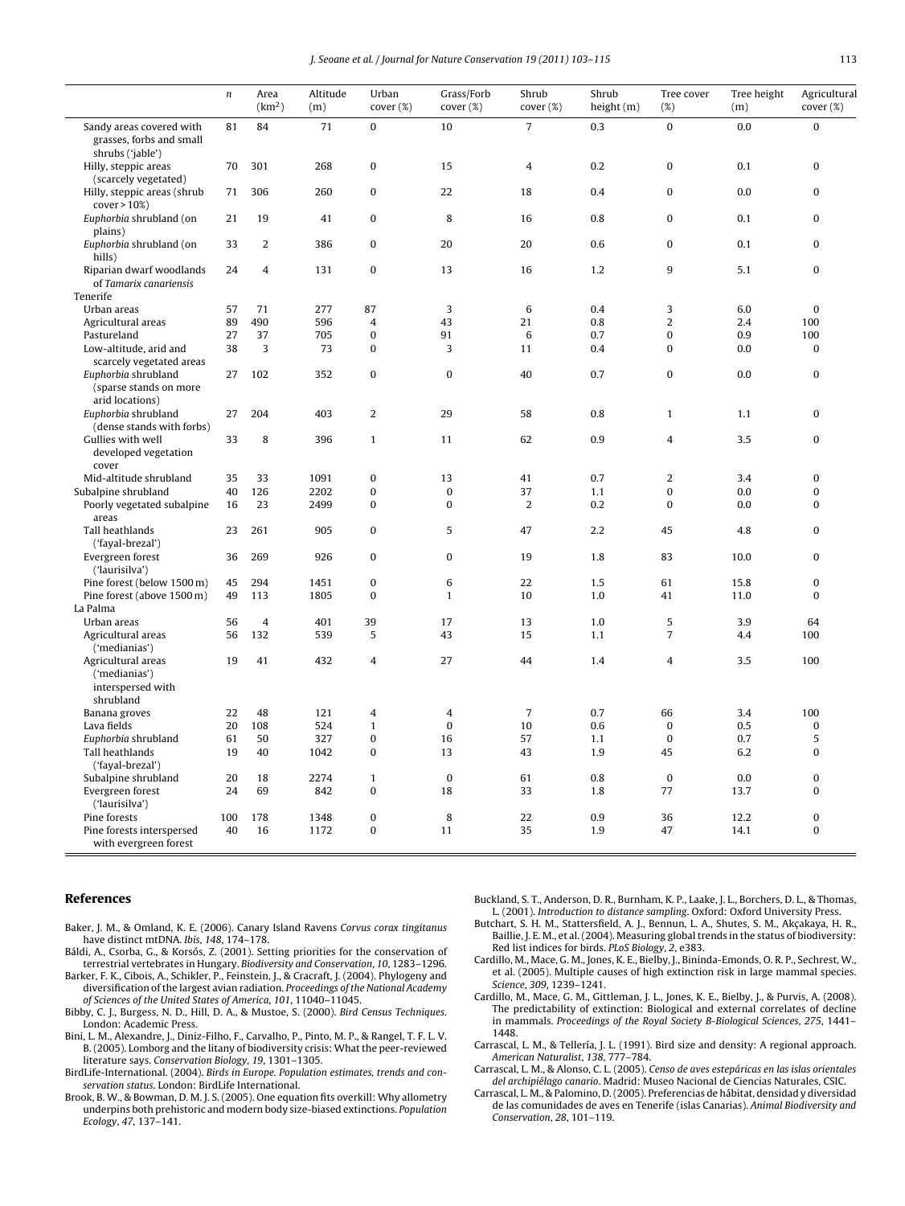|  | *n* | Area (km$^2$) | Altitude (m) | Urban cover (%) | Grass/Forb cover (%) | Shrub cover (%) | Shrub height (m) | Tree cover (%) | Tree height (m) | Agricultural cover (%) |
|---|---|---|---|---|---|---|---|---|---|---|
| Sandy areas covered with grasses, forbs and small shrubs ('jable') | 81 | 84 | 71 | 0 | 10 | 7 | 0.3 | 0 | 0.0 | 0 |
| Hilly, steppic areas (scarcely vegetated) | 70 | 301 | 268 | 0 | 15 | 4 | 0.2 | 0 | 0.1 | 0 |
| Hilly, steppic areas (shrub cover > 10%) | 71 | 306 | 260 | 0 | 22 | 18 | 0.4 | 0 | 0.0 | 0 |
| *Euphorbia* shrubland (on plains) | 21 | 19 | 41 | 0 | 8 | 16 | 0.8 | 0 | 0.1 | 0 |
| *Euphorbia* shrubland (on hills) | 33 | 2 | 386 | 0 | 20 | 20 | 0.6 | 0 | 0.1 | 0 |
| Riparian dwarf woodlands of *Tamarix canariensis* | 24 | 4 | 131 | 0 | 13 | 16 | 1.2 | 9 | 5.1 | 0 |
| Tenerife |  |  |  |  |  |  |  |  |  |  |
| Urban areas | 57 | 71 | 277 | 87 | 3 | 6 | 0.4 | 3 | 6.0 | 0 |
| Agricultural areas | 89 | 490 | 596 | 4 | 43 | 21 | 0.8 | 2 | 2.4 | 100 |
| Pastureland | 27 | 37 | 705 | 0 | 91 | 6 | 0.7 | 0 | 0.9 | 100 |
| Low-altitude, arid and scarcely vegetated areas | 38 | 3 | 73 | 0 | 3 | 11 | 0.4 | 0 | 0.0 | 0 |
| *Euphorbia* shrubland (sparse stands on more arid locations) | 27 | 102 | 352 | 0 | 0 | 40 | 0.7 | 0 | 0.0 | 0 |
| *Euphorbia* shrubland (dense stands with forbs) | 27 | 204 | 403 | 2 | 29 | 58 | 0.8 | 1 | 1.1 | 0 |
| Gullies with well developed vegetation cover | 33 | 8 | 396 | 1 | 11 | 62 | 0.9 | 4 | 3.5 | 0 |
| Mid-altitude shrubland | 35 | 33 | 1091 | 0 | 13 | 41 | 0.7 | 2 | 3.4 | 0 |
| Subalpine shrubland | 40 | 126 | 2202 | 0 | 0 | 37 | 1.1 | 0 | 0.0 | 0 |
| Poorly vegetated subalpine areas | 16 | 23 | 2499 | 0 | 0 | 2 | 0.2 | 0 | 0.0 | 0 |
| Tall heathlands ('fayal-brezal') | 23 | 261 | 905 | 0 | 5 | 47 | 2.2 | 45 | 4.8 | 0 |
| Evergreen forest ('laurisilva') | 36 | 269 | 926 | 0 | 0 | 19 | 1.8 | 83 | 10.0 | 0 |
| Pine forest (below 1500 m) | 45 | 294 | 1451 | 0 | 6 | 22 | 1.5 | 61 | 15.8 | 0 |
| Pine forest (above 1500 m) | 49 | 113 | 1805 | 0 | 1 | 10 | 1.0 | 41 | 11.0 | 0 |
| La Palma |  |  |  |  |  |  |  |  |  |  |
| Urban areas | 56 | 4 | 401 | 39 | 17 | 13 | 1.0 | 5 | 3.9 | 64 |
| Agricultural areas ('medianías') | 56 | 132 | 539 | 5 | 43 | 15 | 1.1 | 7 | 4.4 | 100 |
| Agricultural areas ('medianías') interspersed with shrubland | 19 | 41 | 432 | 4 | 27 | 44 | 1.4 | 4 | 3.5 | 100 |
| Banana groves | 22 | 48 | 121 | 4 | 4 | 7 | 0.7 | 66 | 3.4 | 100 |
| Lava fields | 20 | 108 | 524 | 1 | 0 | 10 | 0.6 | 0 | 0.5 | 0 |
| *Euphorbia* shrubland | 61 | 50 | 327 | 0 | 16 | 57 | 1.1 | 0 | 0.7 | 5 |
| Tall heathlands ('fayal-brezal') | 19 | 40 | 1042 | 0 | 13 | 43 | 1.9 | 45 | 6.2 | 0 |
| Subalpine shrubland | 20 | 18 | 2274 | 1 | 0 | 61 | 0.8 | 0 | 0.0 | 0 |
| Evergreen forest ('laurisilva') | 24 | 69 | 842 | 0 | 18 | 33 | 1.8 | 77 | 13.7 | 0 |
| Pine forests | 100 | 178 | 1348 | 0 | 8 | 22 | 0.9 | 36 | 12.2 | 0 |
| Pine forests interspersed with evergreen forest | 40 | 16 | 1172 | 0 | 11 | 35 | 1.9 | 47 | 14.1 | 0 |

## References

Baker, J. M., & Omland, K. E. (2006). Canary Island Ravens *Corvus corax tingitanus* have distinct mtDNA. *Ibis*, *148*, 174–178.

Báldi, A., Csorba, G., & Korsós, Z. (2001). Setting priorities for the conservation of terrestrial vertebrates in Hungary. *Biodiversity and Conservation*, *10*, 1283–1296.

Barker, F. K., Cibois, A., Schikler, P., Feinstein, J., & Cracraft, J. (2004). Phylogeny and diversification of the largest avian radiation. *Proceedings of the National Academy of Sciences of the United States of America*, *101*, 11040–11045.

Bibby, C. J., Burgess, N. D., Hill, D. A., & Mustoe, S. (2000). *Bird Census Techniques*. London: Academic Press.

Bini, L. M., Alexandre, J., Diniz-Filho, F., Carvalho, P., Pinto, M. P., & Rangel, T. F. L. V. B. (2005). Lomborg and the litany of biodiversity crisis: What the peer-reviewed literature says. *Conservation Biology*, *19*, 1301–1305.

BirdLife-International. (2004). *Birds in Europe. Population estimates, trends and conservation status*. London: BirdLife International.

Brook, B. W., & Bowman, D. M. J. S. (2005). One equation fits overkill: Why allometry underpins both prehistoric and modern body size-biased extinctions. *Population Ecology*, *47*, 137–141.

Buckland, S. T., Anderson, D. R., Burnham, K. P., Laake, J. L., Borchers, D. L., & Thomas, L. (2001). *Introduction to distance sampling*. Oxford: Oxford University Press.

Butchart, S. H. M., Stattersfield, A. J., Bennun, L. A., Shutes, S. M., Akçakaya, H. R., Baillie, J. E. M., et al. (2004). Measuring global trends in the status of biodiversity: Red list indices for birds. *PLoS Biology*, *2*, e383.

Cardillo, M., Mace, G. M., Jones, K. E., Bielby, J., Bininda-Emonds, O. R. P., Sechrest, W., et al. (2005). Multiple causes of high extinction risk in large mammal species. *Science*, *309*, 1239–1241.

Cardillo, M., Mace, G. M., Gittleman, J. L., Jones, K. E., Bielby, J., & Purvis, A. (2008). The predictability of extinction: Biological and external correlates of decline in mammals. *Proceedings of the Royal Society B-Biological Sciences*, *275*, 1441–1448.

Carrascal, L. M., & Tellería, J. L. (1991). Bird size and density: A regional approach. *American Naturalist*, *138*, 777–784.

Carrascal, L. M., & Alonso, C. L. (2005). *Censo de aves esteparicas en las islas orientales del archipiélago canario*. Madrid: Museo Nacional de Ciencias Naturales, CSIC.

Carrascal, L. M., & Palomino, D. (2005). Preferencias de hábitat, densidad y diversidad de las comunidades de aves en Tenerife (islas Canarias). *Animal Biodiversity and Conservation*, *28*, 101–119.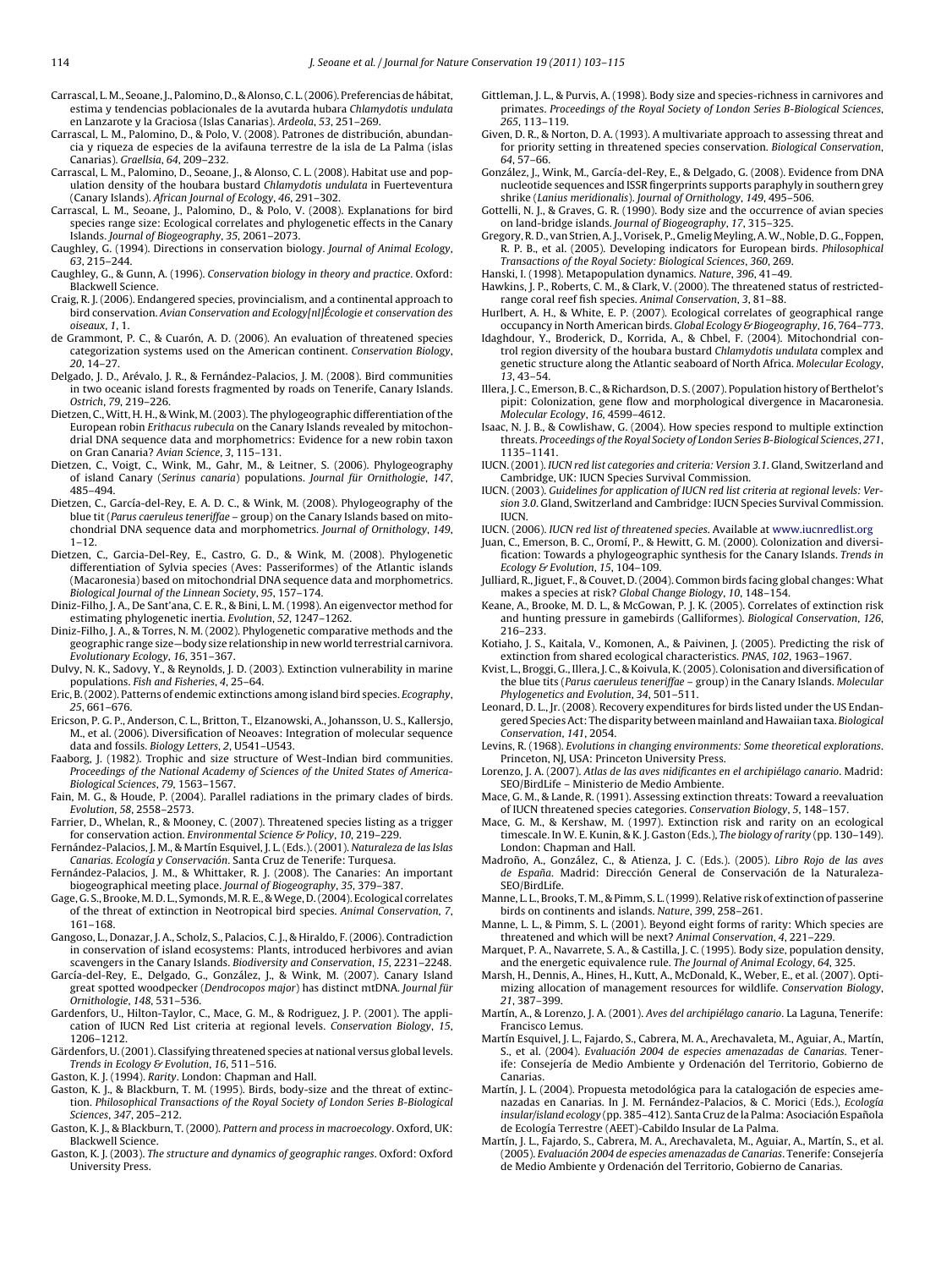Carrascal, L. M., Seoane, J., Palomino, D., & Alonso, C. L. (2006). Preferencias de hábitat, estima y tendencias poblacionales de la avutarda hubara *Chlamydotis undulata* en Lanzarote y la Graciosa (Islas Canarias). *Ardeola*, *53*, 251–269.

Carrascal, L. M., Palomino, D., & Polo, V. (2008). Patrones de distribución, abundancia y riqueza de especies de la avifauna terrestre de la isla de La Palma (islas Canarias). *Graellsia*, *64*, 209–232.

Carrascal, L. M., Palomino, D., Seoane, J., & Alonso, C. L. (2008). Habitat use and population density of the houbara bustard *Chlamydotis undulata* in Fuerteventura (Canary Islands). *African Journal of Ecology*, *46*, 291–302.

Carrascal, L. M., Seoane, J., Palomino, D., & Polo, V. (2008). Explanations for bird species range size: Ecological correlates and phylogenetic effects in the Canary Islands. *Journal of Biogeography*, *35*, 2061–2073.

Caughley, G. (1994). Directions in conservation biology. *Journal of Animal Ecology*, *63*, 215–244.

Caughley, G., & Gunn, A. (1996). *Conservation biology in theory and practice*. Oxford: Blackwell Science.

Craig, R. J. (2006). Endangered species, provincialism, and a continental approach to bird conservation. *Avian Conservation and Ecology[nl]Écologie et conservation des oiseaux*, *1*, 1.

de Grammont, P. C., & Cuarón, A. D. (2006). An evaluation of threatened species categorization systems used on the American continent. *Conservation Biology*, *20*, 14–27.

Delgado, J. D., Arévalo, J. R., & Fernández-Palacios, J. M. (2008). Bird communities in two oceanic island forests fragmented by roads on Tenerife, Canary Islands. *Ostrich*, *79*, 219–226.

Dietzen, C., Witt, H. H., & Wink, M. (2003). The phylogeographic differentiation of the European robin *Erithacus rubecula* on the Canary Islands revealed by mitochondrial DNA sequence data and morphometrics: Evidence for a new robin taxon on Gran Canaria? *Avian Science*, *3*, 115–131.

Dietzen, C., Voigt, C., Wink, M., Gahr, M., & Leitner, S. (2006). Phylogeography of island Canary (*Serinus canaria*) populations. *Journal für Ornithologie*, *147*, 485–494.

Dietzen, C., García-del-Rey, E. A. D. C., & Wink, M. (2008). Phylogeography of the blue tit (*Parus caeruleus teneriffae* – group) on the Canary Islands based on mitochondrial DNA sequence data and morphometrics. *Journal of Ornithology*, *149*, 1–12.

Dietzen, C., Garcia-Del-Rey, E., Castro, G. D., & Wink, M. (2008). Phylogenetic differentiation of Sylvia species (Aves: Passeriformes) of the Atlantic islands (Macaronesia) based on mitochondrial DNA sequence data and morphometrics. *Biological Journal of the Linnean Society*, *95*, 157–174.

Diniz-Filho, J. A., De Sant'ana, C. E. R., & Bini, L. M. (1998). An eigenvector method for estimating phylogenetic inertia. *Evolution*, *52*, 1247–1262.

Diniz-Filho, J. A., & Torres, N. M. (2002). Phylogenetic comparative methods and the geographic range size—body size relationship in new world terrestrial carnivora. *Evolutionary Ecology*, *16*, 351–367.

Dulvy, N. K., Sadovy, Y., & Reynolds, J. D. (2003). Extinction vulnerability in marine populations. *Fish and Fisheries*, *4*, 25–64.

Eric, B. (2002). Patterns of endemic extinctions among island bird species. *Ecography*, *25*, 661–676.

Ericson, P. G. P., Anderson, C. L., Britton, T., Elzanowski, A., Johansson, U. S., Kallersjo, M., et al. (2006). Diversification of Neoaves: Integration of molecular sequence data and fossils. *Biology Letters*, *2*, U541–U543.

Faaborg, J. (1982). Trophic and size structure of West-Indian bird communities. *Proceedings of the National Academy of Sciences of the United States of America-Biological Sciences*, *79*, 1563–1567.

Fain, M. G., & Houde, P. (2004). Parallel radiations in the primary clades of birds. *Evolution*, *58*, 2558–2573.

Farrier, D., Whelan, R., & Mooney, C. (2007). Threatened species listing as a trigger for conservation action. *Environmental Science & Policy*, *10*, 219–229.

Fernández-Palacios, J. M., & Martín Esquivel, J. L. (Eds.). (2001). *Naturaleza de las Islas Canarias. Ecología y Conservación*. Santa Cruz de Tenerife: Turquesa.

Fernández-Palacios, J. M., & Whittaker, R. J. (2008). The Canaries: An important biogeographical meeting place. *Journal of Biogeography*, *35*, 379–387.

Gage, G. S., Brooke, M. D. L., Symonds, M. R. E., & Wege, D. (2004). Ecological correlates of the threat of extinction in Neotropical bird species. *Animal Conservation*, *7*, 161–168.

Gangoso, L., Donazar, J. A., Scholz, S., Palacios, C. J., & Hiraldo, F. (2006). Contradiction in conservation of island ecosystems: Plants, introduced herbivores and avian scavengers in the Canary Islands. *Biodiversity and Conservation*, *15*, 2231–2248.

García-del-Rey, E., Delgado, G., González, J., & Wink, M. (2007). Canary Island great spotted woodpecker (*Dendrocopos major*) has distinct mtDNA. *Journal für Ornithologie*, *148*, 531–536.

Gardenfors, U., Hilton-Taylor, C., Mace, G. M., & Rodriguez, J. P. (2001). The application of IUCN Red List criteria at regional levels. *Conservation Biology*, *15*, 1206–1212.

Gärdenfors, U. (2001). Classifying threatened species at national versus global levels. *Trends in Ecology & Evolution*, *16*, 511–516.

Gaston, K. J. (1994). *Rarity*. London: Chapman and Hall.

Gaston, K. J., & Blackburn, T. M. (1995). Birds, body-size and the threat of extinction. *Philosophical Transactions of the Royal Society of London Series B-Biological Sciences*, *347*, 205–212.

Gaston, K. J., & Blackburn, T. (2000). *Pattern and process in macroecology*. Oxford, UK: Blackwell Science.

Gaston, K. J. (2003). *The structure and dynamics of geographic ranges*. Oxford: Oxford University Press.

Gittleman, J. L., & Purvis, A. (1998). Body size and species-richness in carnivores and primates. *Proceedings of the Royal Society of London Series B-Biological Sciences*, *265*, 113–119.

Given, D. R., & Norton, D. A. (1993). A multivariate approach to assessing threat and for priority setting in threatened species conservation. *Biological Conservation*, *64*, 57–66.

González, J., Wink, M., García-del-Rey, E., & Delgado, G. (2008). Evidence from DNA nucleotide sequences and ISSR fingerprints supports paraphyly in southern grey shrike (*Lanius meridionalis*). *Journal of Ornithology*, *149*, 495–506.

Gottelli, N. J., & Graves, G. R. (1990). Body size and the occurrence of avian species on land-bridge islands. *Journal of Biogeography*, *17*, 315–325.

Gregory, R. D., van Strien, A. J., Vorisek, P., Gmelig Meyling, A. W., Noble, D. G., Foppen, R. P. B., et al. (2005). Developing indicators for European birds. *Philosophical Transactions of the Royal Society: Biological Sciences*, *360*, 269.

Hanski, I. (1998). Metapopulation dynamics. *Nature*, *396*, 41–49.

Hawkins, J. P., Roberts, C. M., & Clark, V. (2000). The threatened status of restricted-range coral reef fish species. *Animal Conservation*, *3*, 81–88.

Hurlbert, A. H., & White, E. P. (2007). Ecological correlates of geographical range occupancy in North American birds. *Global Ecology & Biogeography*, *16*, 764–773.

Idaghdour, Y., Broderick, D., Korrida, A., & Chbel, F. (2004). Mitochondrial control region diversity of the houbara bustard *Chlamydotis undulata* complex and genetic structure along the Atlantic seaboard of North Africa. *Molecular Ecology*, *13*, 43–54.

Illera, J. C., Emerson, B. C., & Richardson, D. S. (2007). Population history of Berthelot's pipit: Colonization, gene flow and morphological divergence in Macaronesia. *Molecular Ecology*, *16*, 4599–4612.

Isaac, N. J. B., & Cowlishaw, G. (2004). How species respond to multiple extinction threats. *Proceedings of the Royal Society of London Series B-Biological Sciences*, *271*, 1135–1141.

IUCN. (2001). *IUCN red list categories and criteria: Version 3.1*. Gland, Switzerland and Cambridge, UK: IUCN Species Survival Commission.

IUCN. (2003). *Guidelines for application of IUCN red list criteria at regional levels: Version 3.0*. Gland, Switzerland and Cambridge: IUCN Species Survival Commission. IUCN.

IUCN. (2006). *IUCN red list of threatened species*. Available at www.iucnredlist.org

Juan, C., Emerson, B. C., Oromí, P., & Hewitt, G. M. (2000). Colonization and diversification: Towards a phylogeographic synthesis for the Canary Islands. *Trends in Ecology & Evolution*, *15*, 104–109.

Julliard, R., Jiguet, F., & Couvet, D. (2004). Common birds facing global changes: What makes a species at risk? *Global Change Biology*, *10*, 148–154.

Keane, A., Brooke, M. D. L., & McGowan, P. J. K. (2005). Correlates of extinction risk and hunting pressure in gamebirds (Galliformes). *Biological Conservation*, *126*, 216–233.

Kotiaho, J. S., Kaitala, V., Komonen, A., & Paivinen, J. (2005). Predicting the risk of extinction from shared ecological characteristics. *PNAS*, *102*, 1963–1967.

Kvist, L., Broggi, G., Illera, J. C., & Koivula, K. (2005). Colonisation and diversification of the blue tits (*Parus caeruleus teneriffae* – group) in the Canary Islands. *Molecular Phylogenetics and Evolution*, *34*, 501–511.

Leonard, D. L., Jr. (2008). Recovery expenditures for birds listed under the US Endangered Species Act: The disparity between mainland and Hawaiian taxa. *Biological Conservation*, *141*, 2054.

Levins, R. (1968). *Evolutions in changing environments: Some theoretical explorations*. Princeton, NJ, USA: Princeton University Press.

Lorenzo, J. A. (2007). *Atlas de las aves nidificantes en el archipiélago canario*. Madrid: SEO/BirdLife – Ministerio de Medio Ambiente.

Mace, G. M., & Lande, R. (1991). Assessing extinction threats: Toward a reevaluation of IUCN threatened species categories. *Conservation Biology*, *5*, 148–157.

Mace, G. M., & Kershaw, M. (1997). Extinction risk and rarity on an ecological timescale. In W. E. Kunin, & K. J. Gaston (Eds.), *The biology of rarity* (pp. 130–149). London: Chapman and Hall.

Madroño, A., González, C., & Atienza, J. C. (Eds.). (2005). *Libro Rojo de las aves de España*. Madrid: Dirección General de Conservación de la Naturaleza-SEO/BirdLife.

Manne, L. L., Brooks, T. M., & Pimm, S. L. (1999). Relative risk of extinction of passerine birds on continents and islands. *Nature*, *399*, 258–261.

Manne, L. L., & Pimm, S. L. (2001). Beyond eight forms of rarity: Which species are threatened and which will be next? *Animal Conservation*, *4*, 221–229.

Marquet, P. A., Navarrete, S. A., & Castilla, J. C. (1995). Body size, population density, and the energetic equivalence rule. *The Journal of Animal Ecology*, *64*, 325.

Marsh, H., Dennis, A., Hines, H., Kutt, A., McDonald, K., Weber, E., et al. (2007). Optimizing allocation of management resources for wildlife. *Conservation Biology*, *21*, 387–399.

Martín, A., & Lorenzo, J. A. (2001). *Aves del archipiélago canario*. La Laguna, Tenerife: Francisco Lemus.

Martín Esquivel, J. L., Fajardo, S., Cabrera, M. A., Arechavaleta, M., Aguiar, A., Martín, S., et al. (2004). *Evaluación 2004 de especies amenazadas de Canarias*. Tenerife: Consejería de Medio Ambiente y Ordenación del Territorio, Gobierno de Canarias.

Martín, J. L. (2004). Propuesta metodológica para la catalogación de especies amenazadas en Canarias. In J. M. Fernández-Palacios, & C. Morici (Eds.), *Ecología insular/island ecology* (pp. 385–412). Santa Cruz de la Palma: Asociación Española de Ecología Terrestre (AEET)-Cabildo Insular de La Palma.

Martín, J. L., Fajardo, S., Cabrera, M. A., Arechavaleta, M., Aguiar, A., Martín, S., et al. (2005). *Evaluación 2004 de especies amenazadas de Canarias*. Tenerife: Consejería de Medio Ambiente y Ordenación del Territorio, Gobierno de Canarias.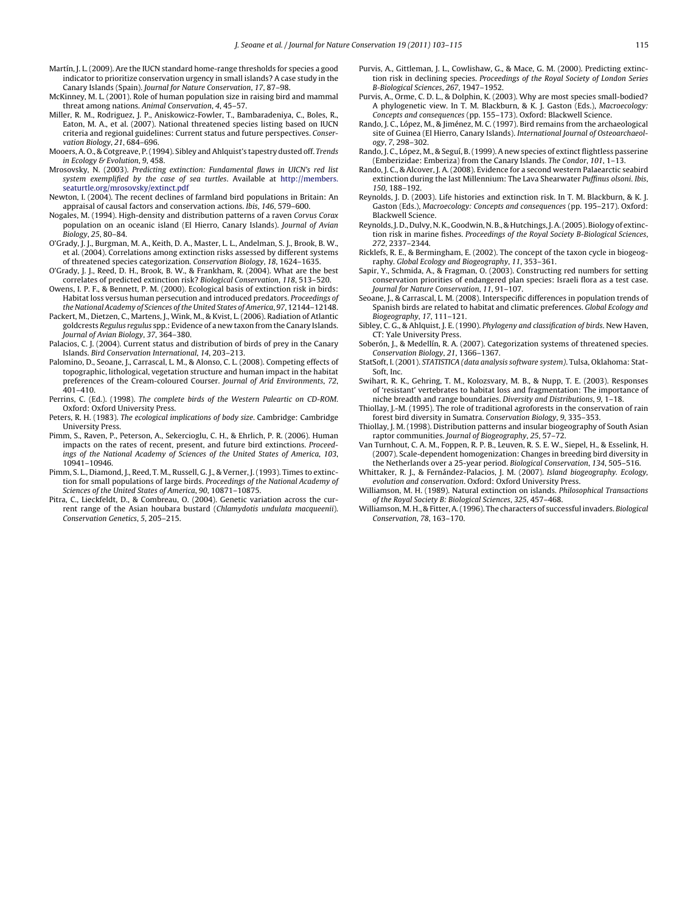Martín, J. L. (2009). Are the IUCN standard home-range thresholds for species a good indicator to prioritize conservation urgency in small islands? A case study in the Canary Islands (Spain). *Journal for Nature Conservation*, *17*, 87–98.

McKinney, M. L. (2001). Role of human population size in raising bird and mammal threat among nations. *Animal Conservation*, *4*, 45–57.

Miller, R. M., Rodriguez, J. P., Aniskowicz-Fowler, T., Bambaradeniya, C., Boles, R., Eaton, M. A., et al. (2007). National threatened species listing based on IUCN criteria and regional guidelines: Current status and future perspectives. *Conservation Biology*, *21*, 684–696.

Mooers, A. O., & Cotgreave, P. (1994). Sibley and Ahlquist's tapestry dusted off. *Trends in Ecology & Evolution*, *9*, 458.

Mrosovsky, N. (2003). *Predicting extinction: Fundamental flaws in UICN's red list system exemplified by the case of sea turtles*. Available at http://members.seaturtle.org/mrosovsky/extinct.pdf

Newton, I. (2004). The recent declines of farmland bird populations in Britain: An appraisal of causal factors and conservation actions. *Ibis*, *146*, 579–600.

Nogales, M. (1994). High-density and distribution patterns of a raven *Corvus Corax* population on an oceanic island (El Hierro, Canary Islands). *Journal of Avian Biology*, *25*, 80–84.

O'Grady, J. J., Burgman, M. A., Keith, D. A., Master, L. L., Andelman, S. J., Brook, B. W., et al. (2004). Correlations among extinction risks assessed by different systems of threatened species categorization. *Conservation Biology*, *18*, 1624–1635.

O'Grady, J. J., Reed, D. H., Brook, B. W., & Frankham, R. (2004). What are the best correlates of predicted extinction risk? *Biological Conservation*, *118*, 513–520.

Owens, I. P. F., & Bennett, P. M. (2000). Ecological basis of extinction risk in birds: Habitat loss versus human persecution and introduced predators. *Proceedings of the National Academy of Sciences of the United States of America*, *97*, 12144–12148.

Packert, M., Dietzen, C., Martens, J., Wink, M., & Kvist, L. (2006). Radiation of Atlantic goldcrests *Regulus regulus* spp.: Evidence of a new taxon from the Canary Islands. *Journal of Avian Biology*, *37*, 364–380.

Palacios, C. J. (2004). Current status and distribution of birds of prey in the Canary Islands. *Bird Conservation International*, *14*, 203–213.

Palomino, D., Seoane, J., Carrascal, L. M., & Alonso, C. L. (2008). Competing effects of topographic, lithological, vegetation structure and human impact in the habitat preferences of the Cream-coloured Courser. *Journal of Arid Environments*, *72*, 401–410.

Perrins, C. (Ed.). (1998). *The complete birds of the Western Palearctic on CD-ROM*. Oxford: Oxford University Press.

Peters, R. H. (1983). *The ecological implications of body size*. Cambridge: Cambridge University Press.

Pimm, S., Raven, P., Peterson, A., Sekercioglu, C. H., & Ehrlich, P. R. (2006). Human impacts on the rates of recent, present, and future bird extinctions. *Proceedings of the National Academy of Sciences of the United States of America*, *103*, 10941–10946.

Pimm, S. L., Diamond, J., Reed, T. M., Russell, G. J., & Verner, J. (1993). Times to extinction for small populations of large birds. *Proceedings of the National Academy of Sciences of the United States of America*, *90*, 10871–10875.

Pitra, C., Lieckfeldt, D., & Combreau, O. (2004). Genetic variation across the current range of the Asian houbara bustard (*Chlamydotis undulata macqueenii*). *Conservation Genetics*, *5*, 205–215.

Purvis, A., Gittleman, J. L., Cowlishaw, G., & Mace, G. M. (2000). Predicting extinction risk in declining species. *Proceedings of the Royal Society of London Series B-Biological Sciences*, *267*, 1947–1952.

Purvis, A., Orme, C. D. L., & Dolphin, K. (2003). Why are most species small-bodied? A phylogenetic view. In T. M. Blackburn, & K. J. Gaston (Eds.), *Macroecology: Concepts and consequences* (pp. 155–173). Oxford: Blackwell Science.

Rando, J. C., López, M., & Jiménez, M. C. (1997). Bird remains from the archaeological site of Guinea (El Hierro, Canary Islands). *International Journal of Osteoarchaeology*, *7*, 298–302.

Rando, J. C., López, M., & Seguí, B. (1999). A new species of extinct flightless passerine (Emberizidae: Emberiza) from the Canary Islands. *The Condor*, *101*, 1–13.

Rando, J. C., & Alcover, J. A. (2008). Evidence for a second western Palaearctic seabird extinction during the last Millennium: The Lava Shearwater *Puffinus olsoni*. *Ibis*, *150*, 188–192.

Reynolds, J. D. (2003). Life histories and extinction risk. In T. M. Blackburn, & K. J. Gaston (Eds.), *Macroecology: Concepts and consequences* (pp. 195–217). Oxford: Blackwell Science.

Reynolds, J. D., Dulvy, N. K., Goodwin, N. B., & Hutchings, J. A. (2005). Biology of extinction risk in marine fishes. *Proceedings of the Royal Society B-Biological Sciences*, *272*, 2337–2344.

Ricklefs, R. E., & Bermingham, E. (2002). The concept of the taxon cycle in biogeography. *Global Ecology and Biogeography*, *11*, 353–361.

Sapir, Y., Schmida, A., & Fragman, O. (2003). Constructing red numbers for setting conservation priorities of endangered plan species: Israeli flora as a test case. *Journal for Nature Conservation*, *11*, 91–107.

Seoane, J., & Carrascal, L. M. (2008). Interspecific differences in population trends of Spanish birds are related to habitat and climatic preferences. *Global Ecology and Biogeography*, *17*, 111–121.

Sibley, C. G., & Ahlquist, J. E. (1990). *Phylogeny and classification of birds*. New Haven, CT: Yale University Press.

Soberón, J., & Medellín, R. A. (2007). Categorization systems of threatened species. *Conservation Biology*, *21*, 1366–1367.

StatSoft, I. (2001). *STATISTICA (data analysis software system)*. Tulsa, Oklahoma: StatSoft, Inc.

Swihart, R. K., Gehring, T. M., Kolozsvary, M. B., & Nupp, T. E. (2003). Responses of 'resistant' vertebrates to habitat loss and fragmentation: The importance of niche breadth and range boundaries. *Diversity and Distributions*, *9*, 1–18.

Thiollay, J.-M. (1995). The role of traditional agroforests in the conservation of rain forest bird diversity in Sumatra. *Conservation Biology*, *9*, 335–353.

Thiollay, J. M. (1998). Distribution patterns and insular biogeography of South Asian raptor communities. *Journal of Biogeography*, *25*, 57–72.

Van Turnhout, C. A. M., Foppen, R. P. B., Leuven, R. S. E. W., Siepel, H., & Esselink, H. (2007). Scale-dependent homogenization: Changes in breeding bird diversity in the Netherlands over a 25-year period. *Biological Conservation*, *134*, 505–516.

Whittaker, R. J., & Fernández-Palacios, J. M. (2007). *Island biogeography. Ecology, evolution and conservation*. Oxford: Oxford University Press.

Williamson, M. H. (1989). Natural extinction on islands. *Philosophical Transactions of the Royal Society B: Biological Sciences*, *325*, 457–468.

Williamson, M. H., & Fitter, A. (1996). The characters of successful invaders. *Biological Conservation*, *78*, 163–170.